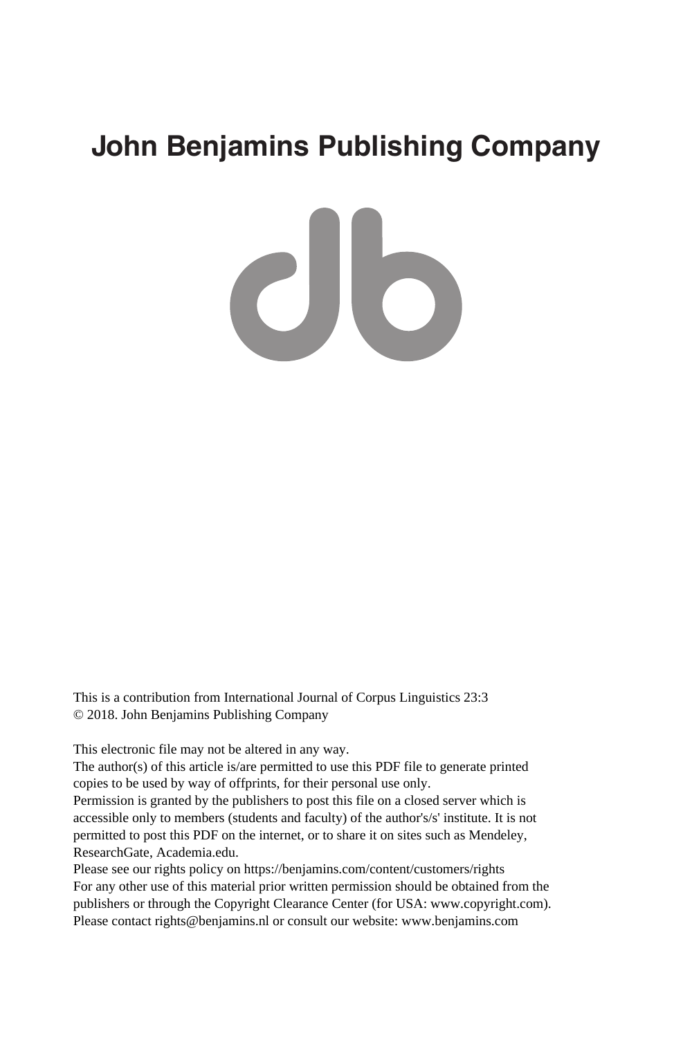# John Benjamins Publishing Company

This is a contribution from International Journal of Corpus Linguistics 23:3
© 2018. John Benjamins Publishing Company

This electronic file may not be altered in any way.
The author(s) of this article is/are permitted to use this PDF file to generate printed copies to be used by way of offprints, for their personal use only.
Permission is granted by the publishers to post this file on a closed server which is accessible only to members (students and faculty) of the author's/s' institute. It is not permitted to post this PDF on the internet, or to share it on sites such as Mendeley, ResearchGate, Academia.edu.
Please see our rights policy on https://benjamins.com/content/customers/rights
For any other use of this material prior written permission should be obtained from the publishers or through the Copyright Clearance Center (for USA: www.copyright.com).
Please contact rights@benjamins.nl or consult our website: www.benjamins.com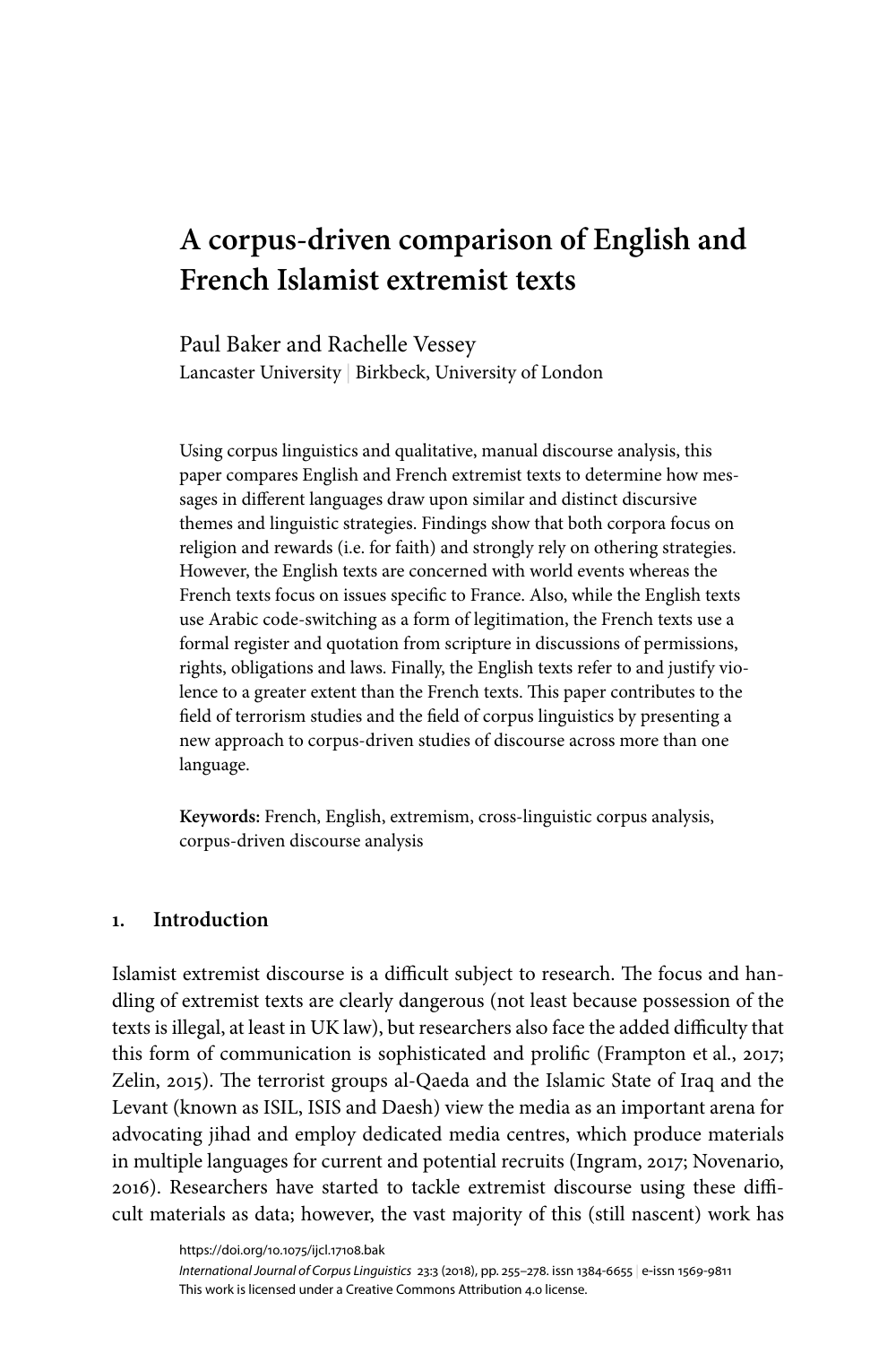# A corpus-driven comparison of English and French Islamist extremist texts

Paul Baker and Rachelle Vessey
Lancaster University | Birkbeck, University of London

Using corpus linguistics and qualitative, manual discourse analysis, this paper compares English and French extremist texts to determine how messages in different languages draw upon similar and distinct discursive themes and linguistic strategies. Findings show that both corpora focus on religion and rewards (i.e. for faith) and strongly rely on othering strategies. However, the English texts are concerned with world events whereas the French texts focus on issues specific to France. Also, while the English texts use Arabic code-switching as a form of legitimation, the French texts use a formal register and quotation from scripture in discussions of permissions, rights, obligations and laws. Finally, the English texts refer to and justify violence to a greater extent than the French texts. This paper contributes to the field of terrorism studies and the field of corpus linguistics by presenting a new approach to corpus-driven studies of discourse across more than one language.

**Keywords:** French, English, extremism, cross-linguistic corpus analysis, corpus-driven discourse analysis

## 1. Introduction

Islamist extremist discourse is a difficult subject to research. The focus and handling of extremist texts are clearly dangerous (not least because possession of the texts is illegal, at least in UK law), but researchers also face the added difficulty that this form of communication is sophisticated and prolific (Frampton et al., 2017; Zelin, 2015). The terrorist groups al-Qaeda and the Islamic State of Iraq and the Levant (known as ISIL, ISIS and Daesh) view the media as an important arena for advocating jihad and employ dedicated media centres, which produce materials in multiple languages for current and potential recruits (Ingram, 2017; Novenario, 2016). Researchers have started to tackle extremist discourse using these difficult materials as data; however, the vast majority of this (still nascent) work has

https://doi.org/10.1075/ijcl.17108.bak
This work is licensed under a Creative Commons Attribution 4.0 license.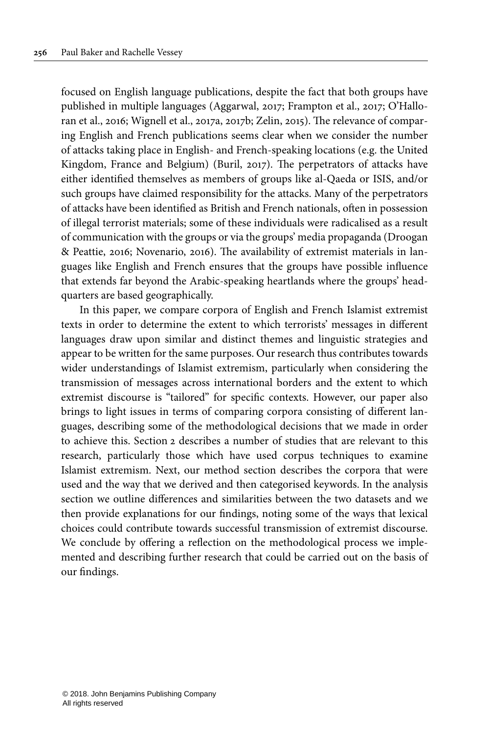focused on English language publications, despite the fact that both groups have published in multiple languages (Aggarwal, 2017; Frampton et al., 2017; O'Halloran et al., 2016; Wignell et al., 2017a, 2017b; Zelin, 2015). The relevance of comparing English and French publications seems clear when we consider the number of attacks taking place in English- and French-speaking locations (e.g. the United Kingdom, France and Belgium) (Buril, 2017). The perpetrators of attacks have either identified themselves as members of groups like al-Qaeda or ISIS, and/or such groups have claimed responsibility for the attacks. Many of the perpetrators of attacks have been identified as British and French nationals, often in possession of illegal terrorist materials; some of these individuals were radicalised as a result of communication with the groups or via the groups' media propaganda (Droogan & Peattie, 2016; Novenario, 2016). The availability of extremist materials in languages like English and French ensures that the groups have possible influence that extends far beyond the Arabic-speaking heartlands where the groups' headquarters are based geographically.

In this paper, we compare corpora of English and French Islamist extremist texts in order to determine the extent to which terrorists' messages in different languages draw upon similar and distinct themes and linguistic strategies and appear to be written for the same purposes. Our research thus contributes towards wider understandings of Islamist extremism, particularly when considering the transmission of messages across international borders and the extent to which extremist discourse is "tailored" for specific contexts. However, our paper also brings to light issues in terms of comparing corpora consisting of different languages, describing some of the methodological decisions that we made in order to achieve this. Section 2 describes a number of studies that are relevant to this research, particularly those which have used corpus techniques to examine Islamist extremism. Next, our method section describes the corpora that were used and the way that we derived and then categorised keywords. In the analysis section we outline differences and similarities between the two datasets and we then provide explanations for our findings, noting some of the ways that lexical choices could contribute towards successful transmission of extremist discourse. We conclude by offering a reflection on the methodological process we implemented and describing further research that could be carried out on the basis of our findings.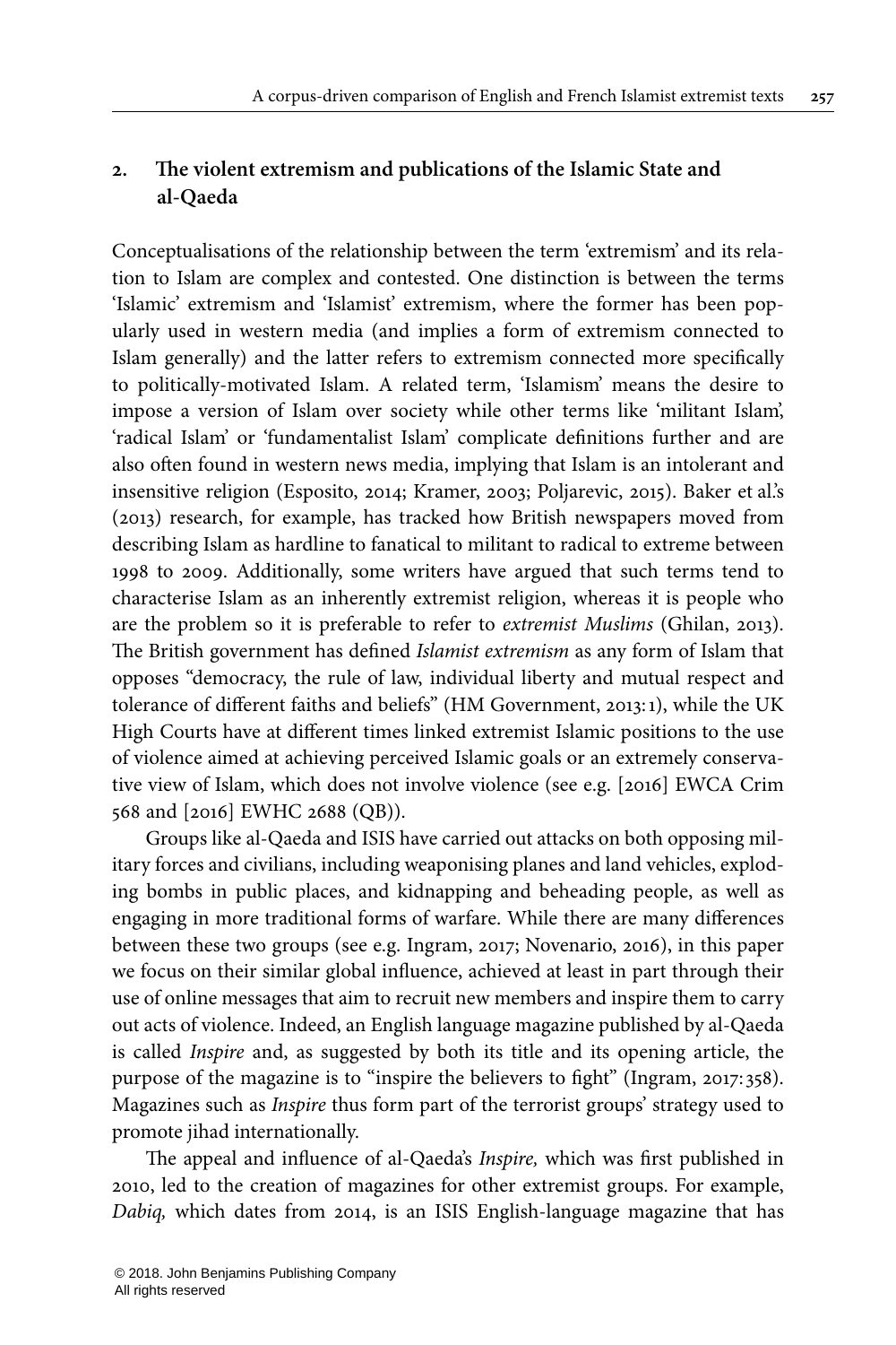## 2. The violent extremism and publications of the Islamic State and al-Qaeda

Conceptualisations of the relationship between the term 'extremism' and its relation to Islam are complex and contested. One distinction is between the terms 'Islamic' extremism and 'Islamist' extremism, where the former has been popularly used in western media (and implies a form of extremism connected to Islam generally) and the latter refers to extremism connected more specifically to politically-motivated Islam. A related term, 'Islamism' means the desire to impose a version of Islam over society while other terms like 'militant Islam', 'radical Islam' or 'fundamentalist Islam' complicate definitions further and are also often found in western news media, implying that Islam is an intolerant and insensitive religion (Esposito, 2014; Kramer, 2003; Poljarevic, 2015). Baker et al.'s (2013) research, for example, has tracked how British newspapers moved from describing Islam as hardline to fanatical to militant to radical to extreme between 1998 to 2009. Additionally, some writers have argued that such terms tend to characterise Islam as an inherently extremist religion, whereas it is people who are the problem so it is preferable to refer to *extremist Muslims* (Ghilan, 2013). The British government has defined *Islamist extremism* as any form of Islam that opposes "democracy, the rule of law, individual liberty and mutual respect and tolerance of different faiths and beliefs" (HM Government, 2013: 1), while the UK High Courts have at different times linked extremist Islamic positions to the use of violence aimed at achieving perceived Islamic goals or an extremely conservative view of Islam, which does not involve violence (see e.g. [2016] EWCA Crim 568 and [2016] EWHC 2688 (QB)).

Groups like al-Qaeda and ISIS have carried out attacks on both opposing military forces and civilians, including weaponising planes and land vehicles, exploding bombs in public places, and kidnapping and beheading people, as well as engaging in more traditional forms of warfare. While there are many differences between these two groups (see e.g. Ingram, 2017; Novenario, 2016), in this paper we focus on their similar global influence, achieved at least in part through their use of online messages that aim to recruit new members and inspire them to carry out acts of violence. Indeed, an English language magazine published by al-Qaeda is called *Inspire* and, as suggested by both its title and its opening article, the purpose of the magazine is to "inspire the believers to fight" (Ingram, 2017: 358). Magazines such as *Inspire* thus form part of the terrorist groups' strategy used to promote jihad internationally.

The appeal and influence of al-Qaeda's *Inspire,* which was first published in 2010, led to the creation of magazines for other extremist groups. For example, *Dabiq,* which dates from 2014, is an ISIS English-language magazine that has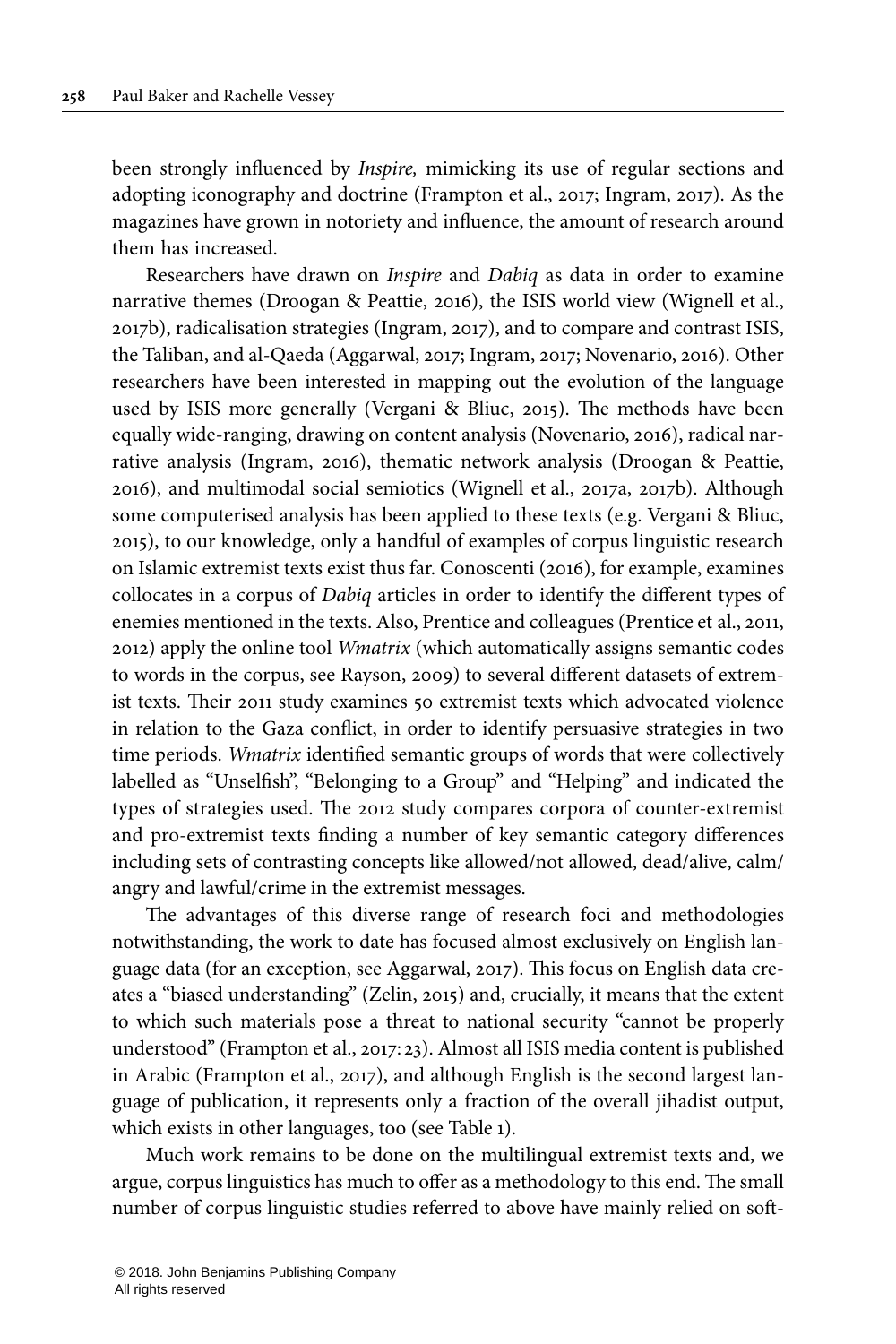been strongly influenced by *Inspire,* mimicking its use of regular sections and adopting iconography and doctrine (Frampton et al., 2017; Ingram, 2017). As the magazines have grown in notoriety and influence, the amount of research around them has increased.

Researchers have drawn on *Inspire* and *Dabiq* as data in order to examine narrative themes (Droogan & Peattie, 2016), the ISIS world view (Wignell et al., 2017b), radicalisation strategies (Ingram, 2017), and to compare and contrast ISIS, the Taliban, and al-Qaeda (Aggarwal, 2017; Ingram, 2017; Novenario, 2016). Other researchers have been interested in mapping out the evolution of the language used by ISIS more generally (Vergani & Bliuc, 2015). The methods have been equally wide-ranging, drawing on content analysis (Novenario, 2016), radical narrative analysis (Ingram, 2016), thematic network analysis (Droogan & Peattie, 2016), and multimodal social semiotics (Wignell et al., 2017a, 2017b). Although some computerised analysis has been applied to these texts (e.g. Vergani & Bliuc, 2015), to our knowledge, only a handful of examples of corpus linguistic research on Islamic extremist texts exist thus far. Conoscenti (2016), for example, examines collocates in a corpus of *Dabiq* articles in order to identify the different types of enemies mentioned in the texts. Also, Prentice and colleagues (Prentice et al., 2011, 2012) apply the online tool *Wmatrix* (which automatically assigns semantic codes to words in the corpus, see Rayson, 2009) to several different datasets of extremist texts. Their 2011 study examines 50 extremist texts which advocated violence in relation to the Gaza conflict, in order to identify persuasive strategies in two time periods. *Wmatrix* identified semantic groups of words that were collectively labelled as "Unselfish", "Belonging to a Group" and "Helping" and indicated the types of strategies used. The 2012 study compares corpora of counter-extremist and pro-extremist texts finding a number of key semantic category differences including sets of contrasting concepts like allowed/not allowed, dead/alive, calm/angry and lawful/crime in the extremist messages.

The advantages of this diverse range of research foci and methodologies notwithstanding, the work to date has focused almost exclusively on English language data (for an exception, see Aggarwal, 2017). This focus on English data creates a "biased understanding" (Zelin, 2015) and, crucially, it means that the extent to which such materials pose a threat to national security "cannot be properly understood" (Frampton et al., 2017: 23). Almost all ISIS media content is published in Arabic (Frampton et al., 2017), and although English is the second largest language of publication, it represents only a fraction of the overall jihadist output, which exists in other languages, too (see Table 1).

Much work remains to be done on the multilingual extremist texts and, we argue, corpus linguistics has much to offer as a methodology to this end. The small number of corpus linguistic studies referred to above have mainly relied on soft-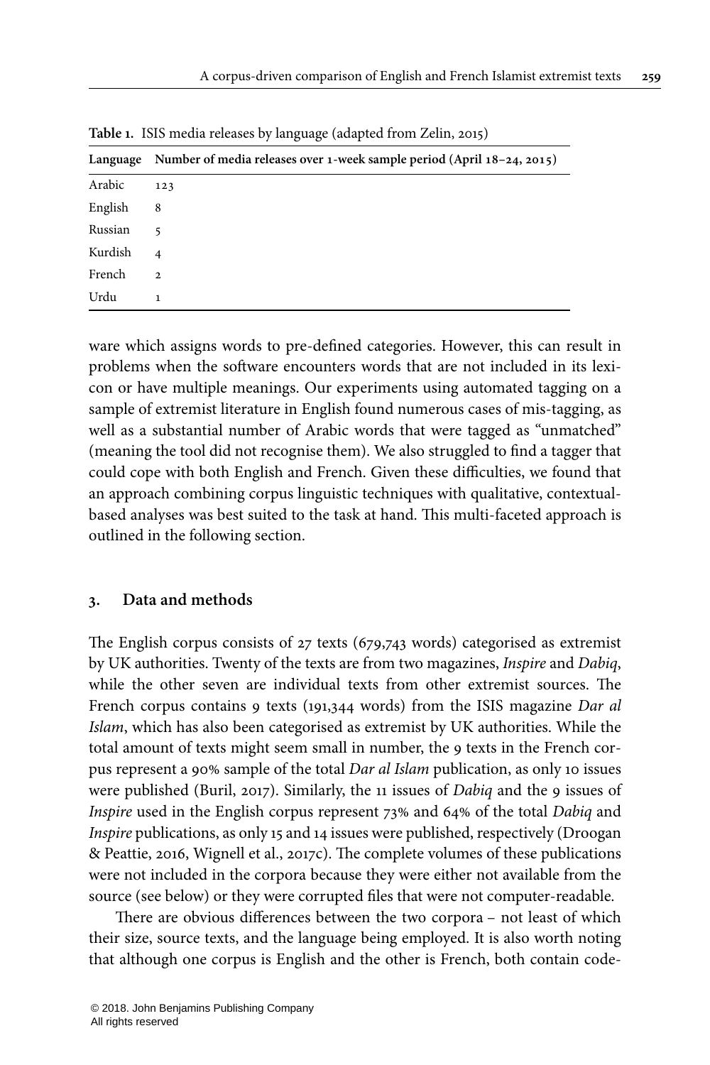**Table 1.** ISIS media releases by language (adapted from Zelin, 2015)

| Language | Number of media releases over 1-week sample period (April 18–24, 2015) |
| --- | --- |
| Arabic | 123 |
| English | 8 |
| Russian | 5 |
| Kurdish | 4 |
| French | 2 |
| Urdu | 1 |

ware which assigns words to pre-defined categories. However, this can result in problems when the software encounters words that are not included in its lexicon or have multiple meanings. Our experiments using automated tagging on a sample of extremist literature in English found numerous cases of mis-tagging, as well as a substantial number of Arabic words that were tagged as "unmatched" (meaning the tool did not recognise them). We also struggled to find a tagger that could cope with both English and French. Given these difficulties, we found that an approach combining corpus linguistic techniques with qualitative, contextual-based analyses was best suited to the task at hand. This multi-faceted approach is outlined in the following section.

## 3. Data and methods

The English corpus consists of 27 texts (679,743 words) categorised as extremist by UK authorities. Twenty of the texts are from two magazines, *Inspire* and *Dabiq*, while the other seven are individual texts from other extremist sources. The French corpus contains 9 texts (191,344 words) from the ISIS magazine *Dar al Islam*, which has also been categorised as extremist by UK authorities. While the total amount of texts might seem small in number, the 9 texts in the French corpus represent a 90% sample of the total *Dar al Islam* publication, as only 10 issues were published (Buril, 2017). Similarly, the 11 issues of *Dabiq* and the 9 issues of *Inspire* used in the English corpus represent 73% and 64% of the total *Dabiq* and *Inspire* publications, as only 15 and 14 issues were published, respectively (Droogan & Peattie, 2016, Wignell et al., 2017c). The complete volumes of these publications were not included in the corpora because they were either not available from the source (see below) or they were corrupted files that were not computer-readable.

There are obvious differences between the two corpora – not least of which their size, source texts, and the language being employed. It is also worth noting that although one corpus is English and the other is French, both contain code-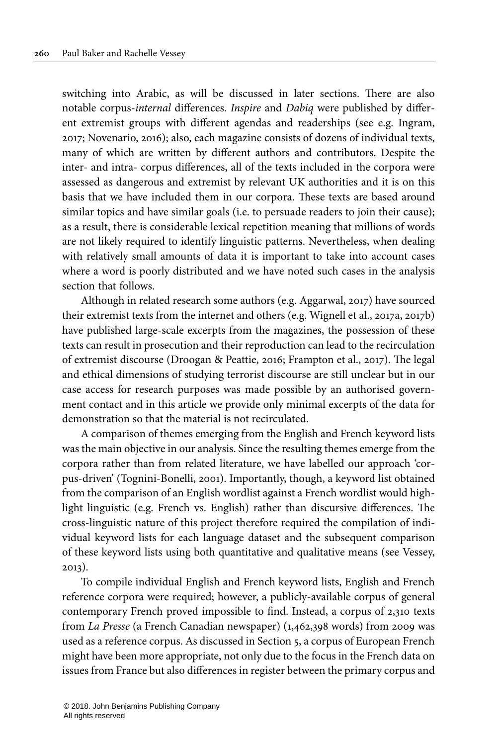switching into Arabic, as will be discussed in later sections. There are also notable corpus-*internal* differences. *Inspire* and *Dabiq* were published by different extremist groups with different agendas and readerships (see e.g. Ingram, 2017; Novenario, 2016); also, each magazine consists of dozens of individual texts, many of which are written by different authors and contributors. Despite the inter- and intra- corpus differences, all of the texts included in the corpora were assessed as dangerous and extremist by relevant UK authorities and it is on this basis that we have included them in our corpora. These texts are based around similar topics and have similar goals (i.e. to persuade readers to join their cause); as a result, there is considerable lexical repetition meaning that millions of words are not likely required to identify linguistic patterns. Nevertheless, when dealing with relatively small amounts of data it is important to take into account cases where a word is poorly distributed and we have noted such cases in the analysis section that follows.

Although in related research some authors (e.g. Aggarwal, 2017) have sourced their extremist texts from the internet and others (e.g. Wignell et al., 2017a, 2017b) have published large-scale excerpts from the magazines, the possession of these texts can result in prosecution and their reproduction can lead to the recirculation of extremist discourse (Droogan & Peattie, 2016; Frampton et al., 2017). The legal and ethical dimensions of studying terrorist discourse are still unclear but in our case access for research purposes was made possible by an authorised government contact and in this article we provide only minimal excerpts of the data for demonstration so that the material is not recirculated.

A comparison of themes emerging from the English and French keyword lists was the main objective in our analysis. Since the resulting themes emerge from the corpora rather than from related literature, we have labelled our approach 'corpus-driven' (Tognini-Bonelli, 2001). Importantly, though, a keyword list obtained from the comparison of an English wordlist against a French wordlist would highlight linguistic (e.g. French vs. English) rather than discursive differences. The cross-linguistic nature of this project therefore required the compilation of individual keyword lists for each language dataset and the subsequent comparison of these keyword lists using both quantitative and qualitative means (see Vessey, 2013).

To compile individual English and French keyword lists, English and French reference corpora were required; however, a publicly-available corpus of general contemporary French proved impossible to find. Instead, a corpus of 2,310 texts from *La Presse* (a French Canadian newspaper) (1,462,398 words) from 2009 was used as a reference corpus. As discussed in Section 5, a corpus of European French might have been more appropriate, not only due to the focus in the French data on issues from France but also differences in register between the primary corpus and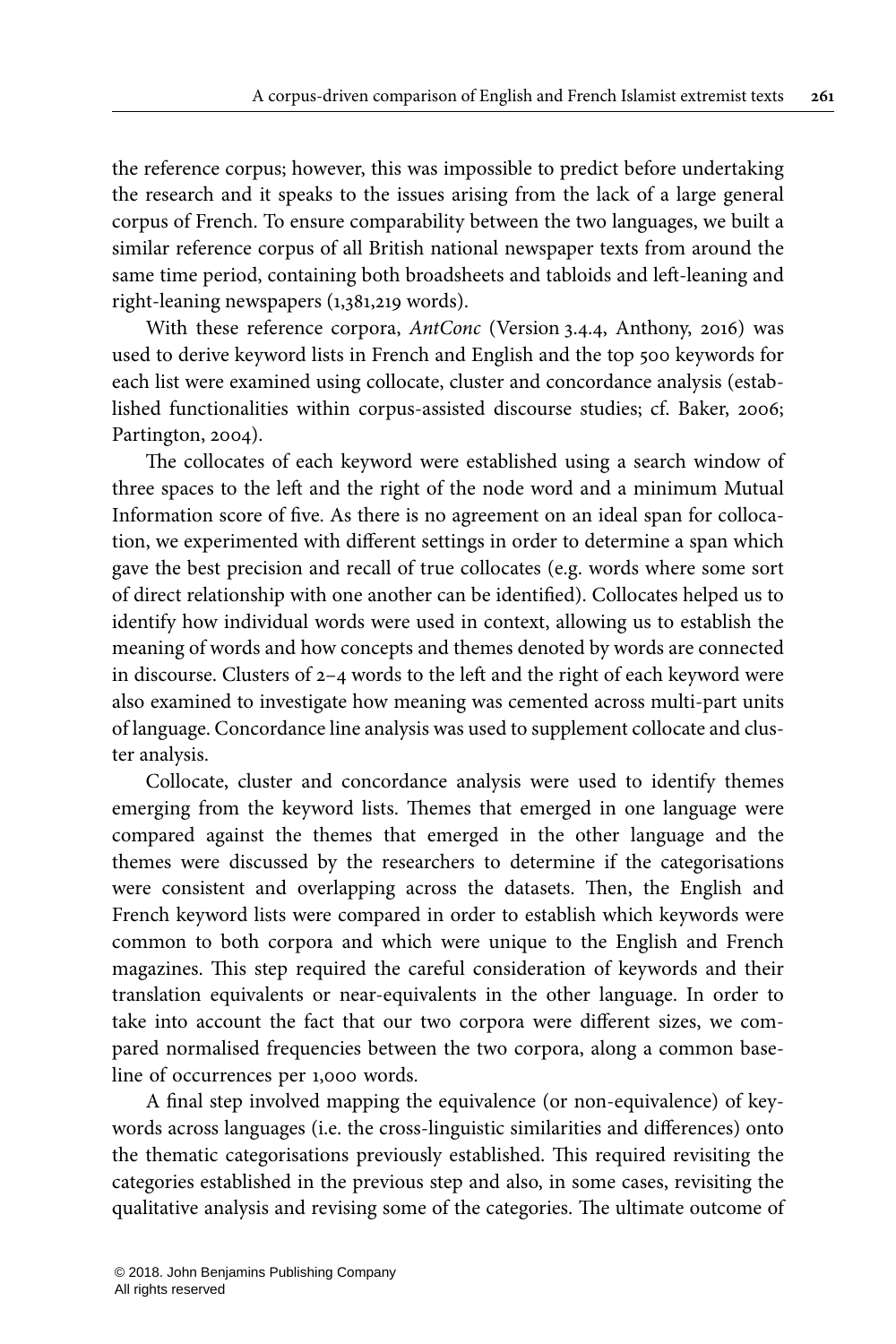the reference corpus; however, this was impossible to predict before undertaking the research and it speaks to the issues arising from the lack of a large general corpus of French. To ensure comparability between the two languages, we built a similar reference corpus of all British national newspaper texts from around the same time period, containing both broadsheets and tabloids and left-leaning and right-leaning newspapers (1,381,219 words).

With these reference corpora, *AntConc* (Version 3.4.4, Anthony, 2016) was used to derive keyword lists in French and English and the top 500 keywords for each list were examined using collocate, cluster and concordance analysis (established functionalities within corpus-assisted discourse studies; cf. Baker, 2006; Partington, 2004).

The collocates of each keyword were established using a search window of three spaces to the left and the right of the node word and a minimum Mutual Information score of five. As there is no agreement on an ideal span for collocation, we experimented with different settings in order to determine a span which gave the best precision and recall of true collocates (e.g. words where some sort of direct relationship with one another can be identified). Collocates helped us to identify how individual words were used in context, allowing us to establish the meaning of words and how concepts and themes denoted by words are connected in discourse. Clusters of 2–4 words to the left and the right of each keyword were also examined to investigate how meaning was cemented across multi-part units of language. Concordance line analysis was used to supplement collocate and cluster analysis.

Collocate, cluster and concordance analysis were used to identify themes emerging from the keyword lists. Themes that emerged in one language were compared against the themes that emerged in the other language and the themes were discussed by the researchers to determine if the categorisations were consistent and overlapping across the datasets. Then, the English and French keyword lists were compared in order to establish which keywords were common to both corpora and which were unique to the English and French magazines. This step required the careful consideration of keywords and their translation equivalents or near-equivalents in the other language. In order to take into account the fact that our two corpora were different sizes, we compared normalised frequencies between the two corpora, along a common baseline of occurrences per 1,000 words.

A final step involved mapping the equivalence (or non-equivalence) of keywords across languages (i.e. the cross-linguistic similarities and differences) onto the thematic categorisations previously established. This required revisiting the categories established in the previous step and also, in some cases, revisiting the qualitative analysis and revising some of the categories. The ultimate outcome of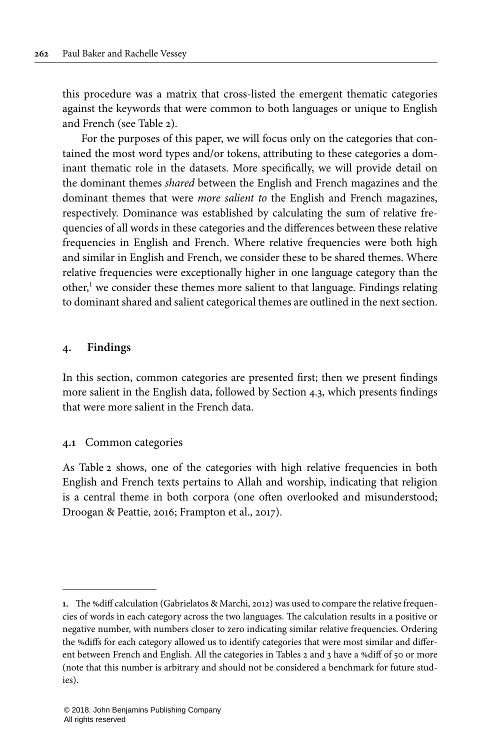this procedure was a matrix that cross-listed the emergent thematic categories against the keywords that were common to both languages or unique to English and French (see Table 2).

For the purposes of this paper, we will focus only on the categories that contained the most word types and/or tokens, attributing to these categories a dominant thematic role in the datasets. More specifically, we will provide detail on the dominant themes *shared* between the English and French magazines and the dominant themes that were *more salient to* the English and French magazines, respectively. Dominance was established by calculating the sum of relative frequencies of all words in these categories and the differences between these relative frequencies in English and French. Where relative frequencies were both high and similar in English and French, we consider these to be shared themes. Where relative frequencies were exceptionally higher in one language category than the other,[1] we consider these themes more salient to that language. Findings relating to dominant shared and salient categorical themes are outlined in the next section.

## 4. Findings

In this section, common categories are presented first; then we present findings more salient in the English data, followed by Section 4.3, which presents findings that were more salient in the French data.

### 4.1 Common categories

As Table 2 shows, one of the categories with high relative frequencies in both English and French texts pertains to Allah and worship, indicating that religion is a central theme in both corpora (one often overlooked and misunderstood; Droogan & Peattie, 2016; Frampton et al., 2017).

---

1. The %diff calculation (Gabrielatos & Marchi, 2012) was used to compare the relative frequencies of words in each category across the two languages. The calculation results in a positive or negative number, with numbers closer to zero indicating similar relative frequencies. Ordering the %diffs for each category allowed us to identify categories that were most similar and different between French and English. All the categories in Tables 2 and 3 have a %diff of 50 or more (note that this number is arbitrary and should not be considered a benchmark for future studies).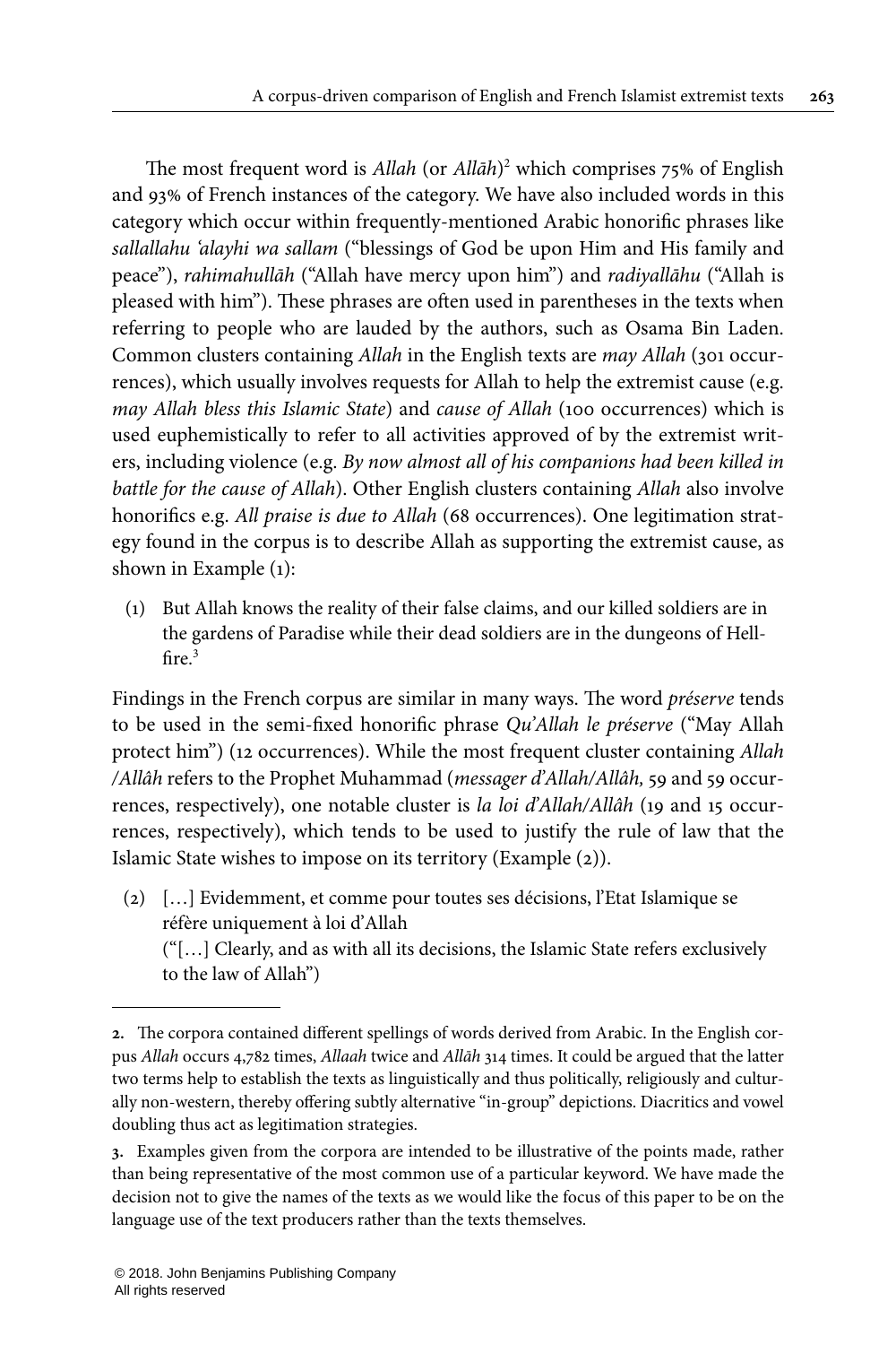The most frequent word is *Allah* (or *Allāh*)[2] which comprises 75% of English and 93% of French instances of the category. We have also included words in this category which occur within frequently-mentioned Arabic honorific phrases like *sallallahu ʿalayhi wa sallam* ("blessings of God be upon Him and His family and peace"), *rahimahullāh* ("Allah have mercy upon him") and *radiyallāhu* ("Allah is pleased with him"). These phrases are often used in parentheses in the texts when referring to people who are lauded by the authors, such as Osama Bin Laden. Common clusters containing *Allah* in the English texts are *may Allah* (301 occurrences), which usually involves requests for Allah to help the extremist cause (e.g. *may Allah bless this Islamic State*) and *cause of Allah* (100 occurrences) which is used euphemistically to refer to all activities approved of by the extremist writers, including violence (e.g. *By now almost all of his companions had been killed in battle for the cause of Allah*). Other English clusters containing *Allah* also involve honorifics e.g. *All praise is due to Allah* (68 occurrences). One legitimation strategy found in the corpus is to describe Allah as supporting the extremist cause, as shown in Example (1):

(1) But Allah knows the reality of their false claims, and our killed soldiers are in the gardens of Paradise while their dead soldiers are in the dungeons of Hellfire.[3]

Findings in the French corpus are similar in many ways. The word *préserve* tends to be used in the semi-fixed honorific phrase *Qu'Allah le préserve* ("May Allah protect him") (12 occurrences). While the most frequent cluster containing *Allah /Allâh* refers to the Prophet Muhammad (*messager d'Allah/Allâh,* 59 and 59 occurrences, respectively), one notable cluster is *la loi d'Allah/Allâh* (19 and 15 occurrences, respectively), which tends to be used to justify the rule of law that the Islamic State wishes to impose on its territory (Example (2)).

(2) […] Evidemment, et comme pour toutes ses décisions, l'Etat Islamique se réfère uniquement à loi d'Allah
("[…] Clearly, and as with all its decisions, the Islamic State refers exclusively to the law of Allah")

---

**2.** The corpora contained different spellings of words derived from Arabic. In the English corpus *Allah* occurs 4,782 times, *Allaah* twice and *Allāh* 314 times. It could be argued that the latter two terms help to establish the texts as linguistically and thus politically, religiously and culturally non-western, thereby offering subtly alternative "in-group" depictions. Diacritics and vowel doubling thus act as legitimation strategies.

**3.** Examples given from the corpora are intended to be illustrative of the points made, rather than being representative of the most common use of a particular keyword. We have made the decision not to give the names of the texts as we would like the focus of this paper to be on the language use of the text producers rather than the texts themselves.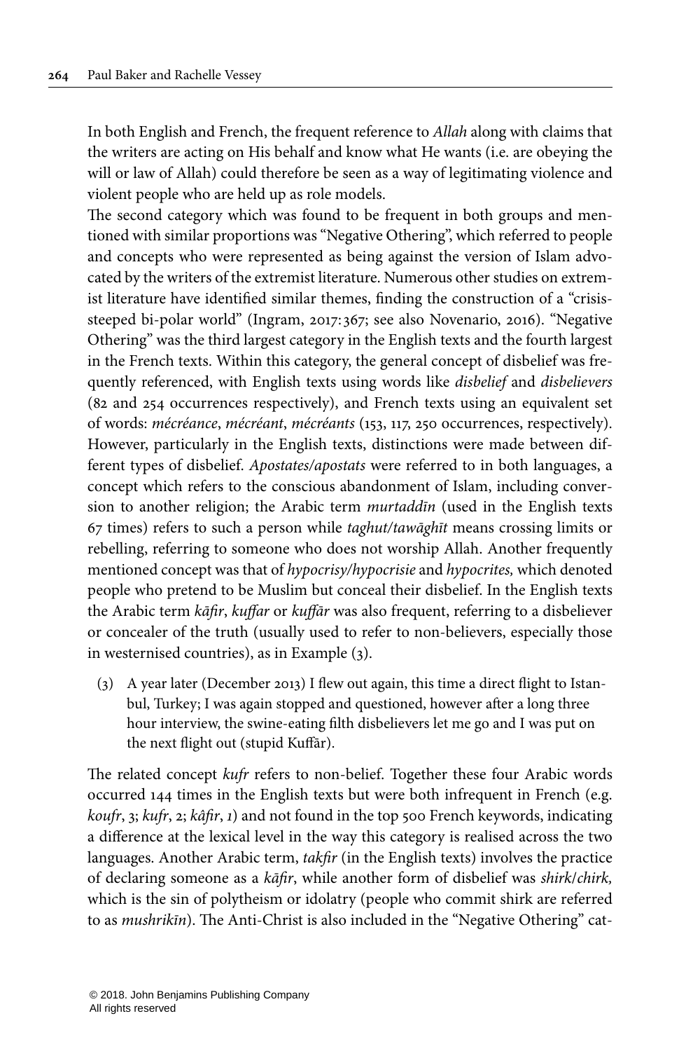In both English and French, the frequent reference to *Allah* along with claims that the writers are acting on His behalf and know what He wants (i.e. are obeying the will or law of Allah) could therefore be seen as a way of legitimating violence and violent people who are held up as role models.

The second category which was found to be frequent in both groups and mentioned with similar proportions was "Negative Othering", which referred to people and concepts who were represented as being against the version of Islam advocated by the writers of the extremist literature. Numerous other studies on extremist literature have identified similar themes, finding the construction of a "crisis-steeped bi-polar world" (Ingram, 2017:367; see also Novenario, 2016). "Negative Othering" was the third largest category in the English texts and the fourth largest in the French texts. Within this category, the general concept of disbelief was frequently referenced, with English texts using words like *disbelief* and *disbelievers* (82 and 254 occurrences respectively), and French texts using an equivalent set of words: *mécréance*, *mécréant*, *mécréants* (153, 117, 250 occurrences, respectively). However, particularly in the English texts, distinctions were made between different types of disbelief. *Apostates/apostats* were referred to in both languages, a concept which refers to the conscious abandonment of Islam, including conversion to another religion; the Arabic term *murtaddīn* (used in the English texts 67 times) refers to such a person while *taghut/tawāghīt* means crossing limits or rebelling, referring to someone who does not worship Allah. Another frequently mentioned concept was that of *hypocrisy/hypocrisie* and *hypocrites,* which denoted people who pretend to be Muslim but conceal their disbelief. In the English texts the Arabic term *kāfir*, *kuffar* or *kuffār* was also frequent, referring to a disbeliever or concealer of the truth (usually used to refer to non-believers, especially those in westernised countries), as in Example (3).

(3) A year later (December 2013) I flew out again, this time a direct flight to Istanbul, Turkey; I was again stopped and questioned, however after a long three hour interview, the swine-eating filth disbelievers let me go and I was put on the next flight out (stupid Kuffār).

The related concept *kufr* refers to non-belief. Together these four Arabic words occurred 144 times in the English texts but were both infrequent in French (e.g. *koufr*, 3; *kufr*, 2; *kâfir*, *1*) and not found in the top 500 French keywords, indicating a difference at the lexical level in the way this category is realised across the two languages. Another Arabic term, *takfir* (in the English texts) involves the practice of declaring someone as a *kāfir*, while another form of disbelief was *shirk*/*chirk,* which is the sin of polytheism or idolatry (people who commit shirk are referred to as *mushrikīn*). The Anti-Christ is also included in the "Negative Othering" cat-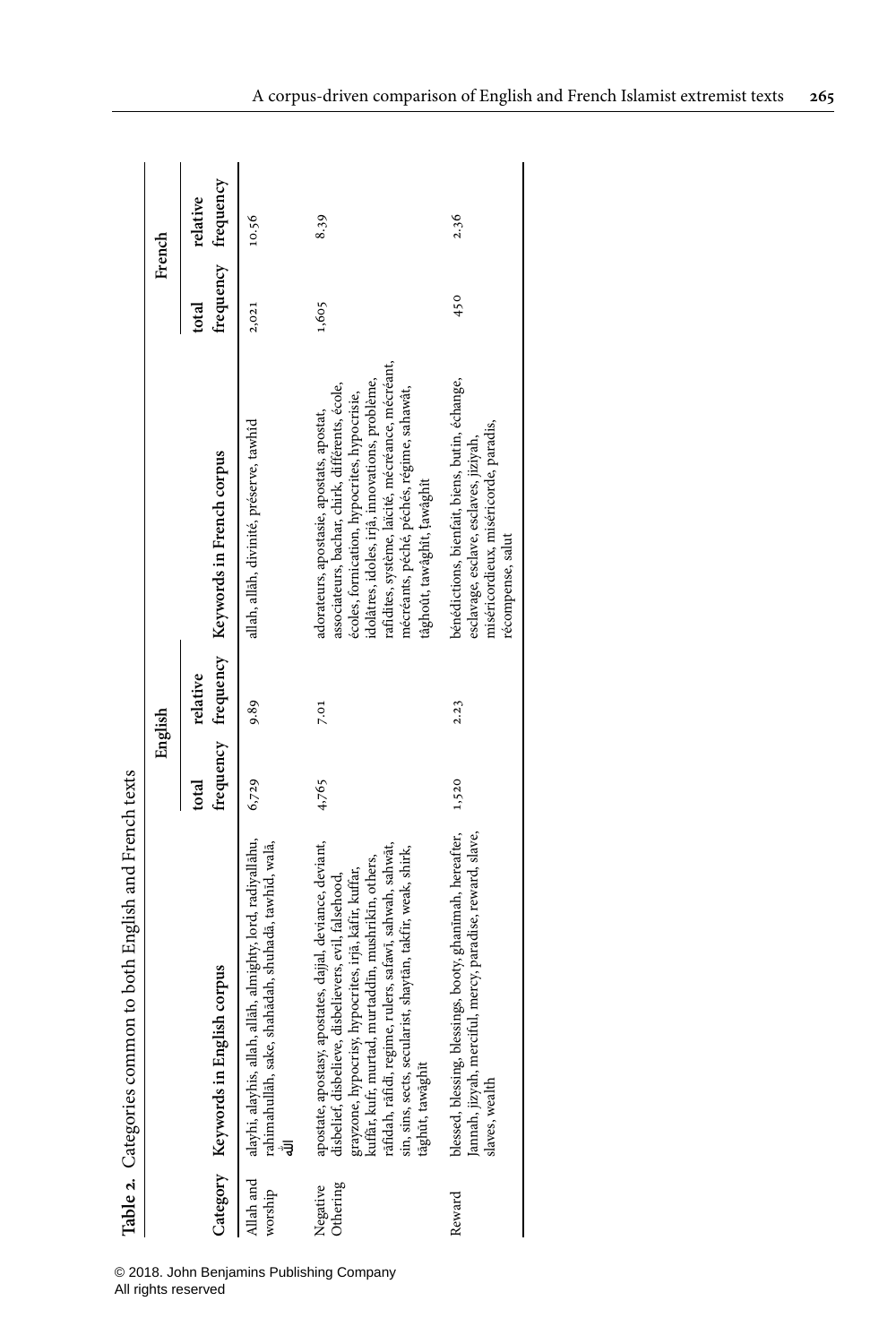**Table 2.** Categories common to both English and French texts

| Category | Keywords in English corpus | English total frequency | English relative frequency | Keywords in French corpus | French total frequency | French relative frequency |
|---|---|---|---|---|---|---|
| Allah and worship | alayhi, alayhis, allah, allāh, almighty, lord, radiyallāhu, rahimahullāh, sake, shahādah, shuhadā, tawhid, wala, ﷻ | 6,729 | 9.89 | allah, allâh, divinité, préserve, tawhîd | 2,021 | 10.56 |
| Negative Othering | apostate, apostasy, apostates, dajjal, deviance, deviant, disbelief, disbelieve, disbelievers, evil, falsehood, grayzone, hypocrisy, hypocrites, irjā, kāfir, kuffar, kuffār, kufr, murtad, murtaddin, mushrikin, others, rāfidah, rāfidī, regime, rulers, safawī, sahwah, sahwāt, sin, sins, sects, secularist, shaytān, takfir, weak, shirk, tāghūt, tawāghīt | 4,765 | 7.01 | adorateurs, apostasie, apostats, apostat, associateurs, bachar, chirk, différents, école, écoles, fornication, hypocrites, hypocrisie, idolâtres, idoles, irjâ, innovations, problème, rafidites, système, laïcité, mécréance, mécréant, mécréants, péché, péchés, régime, sahawât, tâghoût, tawâghît, ṭawâghît | 1,605 | 8.39 |
| Reward | blessed, blessing, blessings, booty, ghanimah, hereafter, Jannah, jizyah, merciful, mercy, paradise, reward, slave, slaves, wealth | 1,520 | 2.23 | bénédictions, bienfait, biens, butin, échange, esclavage, esclave, esclaves, jiziyah, miséricordieux, miséricorde, paradis, récompense, salut | 450 | 2.36 |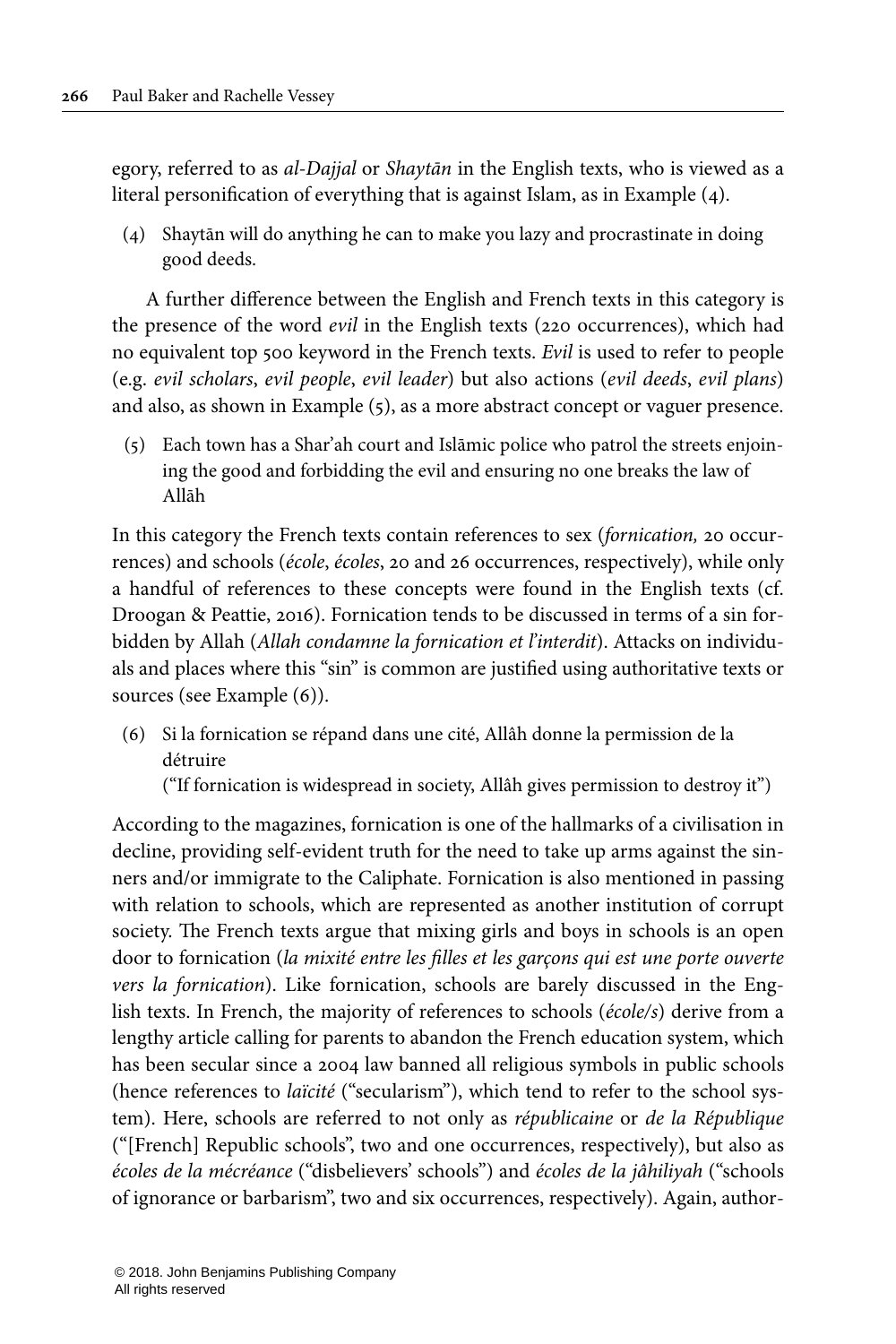egory, referred to as *al-Dajjal* or *Shaytān* in the English texts, who is viewed as a literal personification of everything that is against Islam, as in Example (4).

(4) Shaytān will do anything he can to make you lazy and procrastinate in doing good deeds.

A further difference between the English and French texts in this category is the presence of the word *evil* in the English texts (220 occurrences), which had no equivalent top 500 keyword in the French texts. *Evil* is used to refer to people (e.g. *evil scholars*, *evil people*, *evil leader*) but also actions (*evil deeds*, *evil plans*) and also, as shown in Example (5), as a more abstract concept or vaguer presence.

(5) Each town has a Shar'ah court and Islāmic police who patrol the streets enjoining the good and forbidding the evil and ensuring no one breaks the law of Allāh

In this category the French texts contain references to sex (*fornication,* 20 occurrences) and schools (*école*, *écoles*, 20 and 26 occurrences, respectively), while only a handful of references to these concepts were found in the English texts (cf. Droogan & Peattie, 2016). Fornication tends to be discussed in terms of a sin forbidden by Allah (*Allah condamne la fornication et l'interdit*). Attacks on individuals and places where this "sin" is common are justified using authoritative texts or sources (see Example (6)).

(6) Si la fornication se répand dans une cité, Allâh donne la permission de la détruire
("If fornication is widespread in society, Allâh gives permission to destroy it")

According to the magazines, fornication is one of the hallmarks of a civilisation in decline, providing self-evident truth for the need to take up arms against the sinners and/or immigrate to the Caliphate. Fornication is also mentioned in passing with relation to schools, which are represented as another institution of corrupt society. The French texts argue that mixing girls and boys in schools is an open door to fornication (*la mixité entre les filles et les garçons qui est une porte ouverte vers la fornication*). Like fornication, schools are barely discussed in the English texts. In French, the majority of references to schools (*école/s*) derive from a lengthy article calling for parents to abandon the French education system, which has been secular since a 2004 law banned all religious symbols in public schools (hence references to *laïcité* ("secularism"), which tend to refer to the school system). Here, schools are referred to not only as *républicaine* or *de la République* ("[French] Republic schools", two and one occurrences, respectively), but also as *écoles de la mécréance* ("disbelievers' schools") and *écoles de la jâhiliyah* ("schools of ignorance or barbarism", two and six occurrences, respectively). Again, author-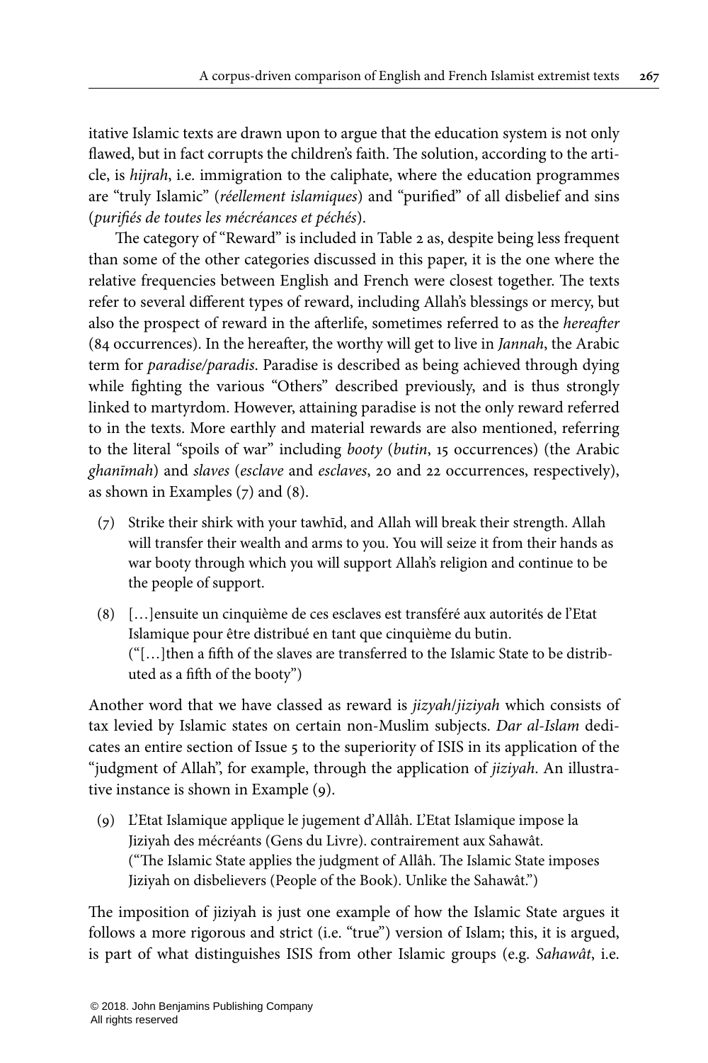itative Islamic texts are drawn upon to argue that the education system is not only flawed, but in fact corrupts the children's faith. The solution, according to the article, is *hijrah*, i.e. immigration to the caliphate, where the education programmes are "truly Islamic" (*réellement islamiques*) and "purified" of all disbelief and sins (*purifiés de toutes les mécréances et péchés*).

The category of "Reward" is included in Table 2 as, despite being less frequent than some of the other categories discussed in this paper, it is the one where the relative frequencies between English and French were closest together. The texts refer to several different types of reward, including Allah's blessings or mercy, but also the prospect of reward in the afterlife, sometimes referred to as the *hereafter* (84 occurrences). In the hereafter, the worthy will get to live in *Jannah*, the Arabic term for *paradise/paradis*. Paradise is described as being achieved through dying while fighting the various "Others" described previously, and is thus strongly linked to martyrdom. However, attaining paradise is not the only reward referred to in the texts. More earthly and material rewards are also mentioned, referring to the literal "spoils of war" including *booty* (*butin*, 15 occurrences) (the Arabic *ghanīmah*) and *slaves* (*esclave* and *esclaves*, 20 and 22 occurrences, respectively), as shown in Examples (7) and (8).

(7) Strike their shirk with your tawhīd, and Allah will break their strength. Allah will transfer their wealth and arms to you. You will seize it from their hands as war booty through which you will support Allah's religion and continue to be the people of support.

(8) […]ensuite un cinquième de ces esclaves est transféré aux autorités de l'Etat Islamique pour être distribué en tant que cinquième du butin.
("[…]then a fifth of the slaves are transferred to the Islamic State to be distributed as a fifth of the booty")

Another word that we have classed as reward is *jizyah*/*jiziyah* which consists of tax levied by Islamic states on certain non-Muslim subjects. *Dar al-Islam* dedicates an entire section of Issue 5 to the superiority of ISIS in its application of the "judgment of Allah", for example, through the application of *jiziyah*. An illustrative instance is shown in Example (9).

(9) L'Etat Islamique applique le jugement d'Allâh. L'Etat Islamique impose la Jiziyah des mécréants (Gens du Livre). contrairement aux Sahawât.
("The Islamic State applies the judgment of Allâh. The Islamic State imposes Jiziyah on disbelievers (People of the Book). Unlike the Sahawât.")

The imposition of jiziyah is just one example of how the Islamic State argues it follows a more rigorous and strict (i.e. "true") version of Islam; this, it is argued, is part of what distinguishes ISIS from other Islamic groups (e.g. *Sahawât*, i.e.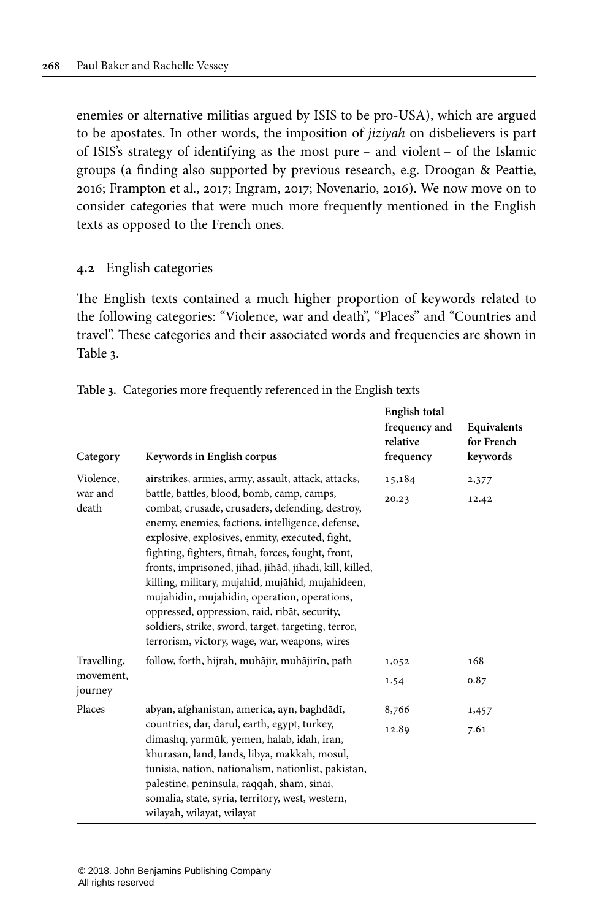enemies or alternative militias argued by ISIS to be pro-USA), which are argued to be apostates. In other words, the imposition of *jiziyah* on disbelievers is part of ISIS's strategy of identifying as the most pure – and violent – of the Islamic groups (a finding also supported by previous research, e.g. Droogan & Peattie, 2016; Frampton et al., 2017; Ingram, 2017; Novenario, 2016). We now move on to consider categories that were much more frequently mentioned in the English texts as opposed to the French ones.

## 4.2 English categories

The English texts contained a much higher proportion of keywords related to the following categories: "Violence, war and death", "Places" and "Countries and travel". These categories and their associated words and frequencies are shown in Table 3.

**Table 3.** Categories more frequently referenced in the English texts

| Category | Keywords in English corpus | English total frequency and relative frequency | Equivalents for French keywords |
|---|---|---|---|
| Violence, war and death | airstrikes, armies, army, assault, attack, attacks, battle, battles, blood, bomb, camp, camps, combat, crusade, crusaders, defending, destroy, enemy, enemies, factions, intelligence, defense, explosive, explosives, enmity, executed, fight, fighting, fighters, fitnah, forces, fought, front, fronts, imprisoned, jihad, jihād, jihadi, kill, killed, killing, military, mujahid, mujāhid, mujahideen, mujahidin, mujahidin, operation, operations, oppressed, oppression, raid, ribāt, security, soldiers, strike, sword, target, targeting, terror, terrorism, victory, wage, war, weapons, wires | 15,184<br>20.23 | 2,377<br>12.42 |
| Travelling, movement, journey | follow, forth, hijrah, muhājir, muhājirīn, path | 1,052<br>1.54 | 168<br>0.87 |
| Places | abyan, afghanistan, america, ayn, baghdādī, countries, dār, dārul, earth, egypt, turkey, dimashq, yarmūk, yemen, halab, idah, iran, khurāsān, land, lands, libya, makkah, mosul, tunisia, nation, nationalism, nationlist, pakistan, palestine, peninsula, raqqah, sham, sinai, somalia, state, syria, territory, west, western, wilāyah, wilāyat, wilāyāt | 8,766<br>12.89 | 1,457<br>7.61 |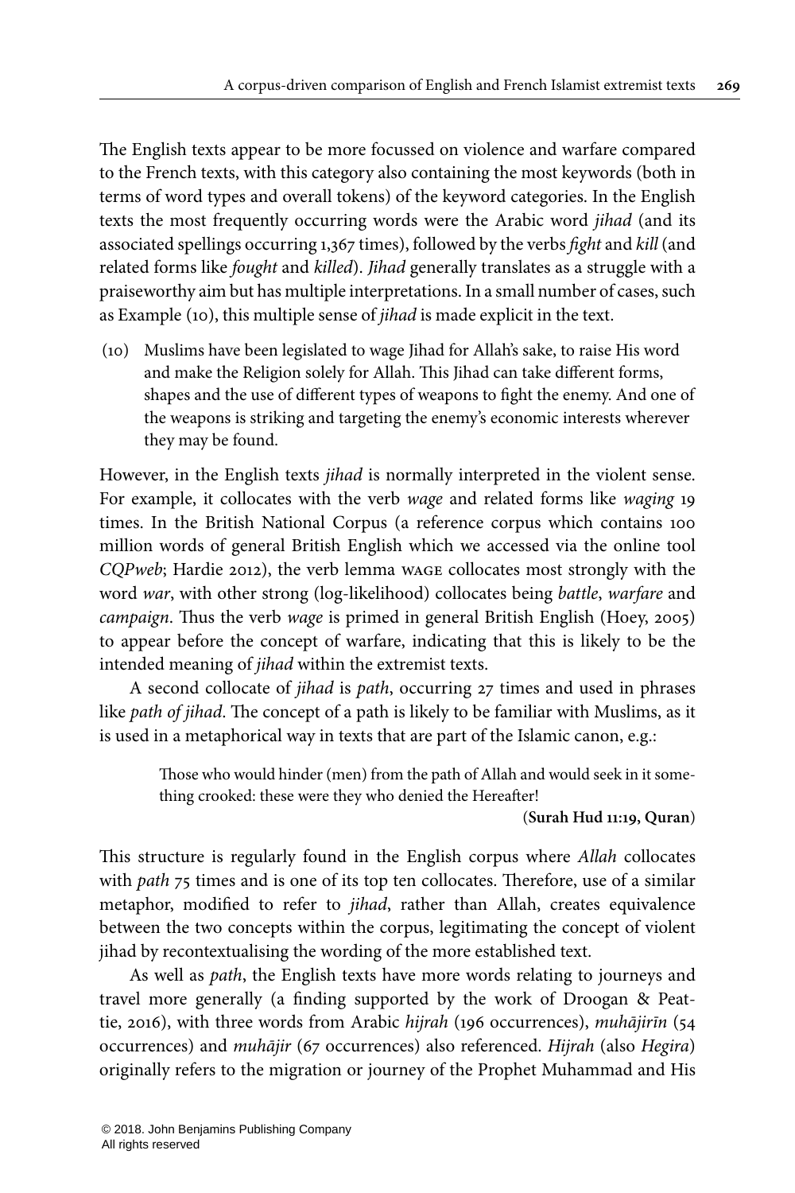The English texts appear to be more focussed on violence and warfare compared to the French texts, with this category also containing the most keywords (both in terms of word types and overall tokens) of the keyword categories. In the English texts the most frequently occurring words were the Arabic word *jihad* (and its associated spellings occurring 1,367 times), followed by the verbs *fight* and *kill* (and related forms like *fought* and *killed*). *Jihad* generally translates as a struggle with a praiseworthy aim but has multiple interpretations. In a small number of cases, such as Example (10), this multiple sense of *jihad* is made explicit in the text.

(10) Muslims have been legislated to wage Jihad for Allah's sake, to raise His word and make the Religion solely for Allah. This Jihad can take different forms, shapes and the use of different types of weapons to fight the enemy. And one of the weapons is striking and targeting the enemy's economic interests wherever they may be found.

However, in the English texts *jihad* is normally interpreted in the violent sense. For example, it collocates with the verb *wage* and related forms like *waging* 19 times. In the British National Corpus (a reference corpus which contains 100 million words of general British English which we accessed via the online tool *CQPweb*; Hardie 2012), the verb lemma WAGE collocates most strongly with the word *war*, with other strong (log-likelihood) collocates being *battle*, *warfare* and *campaign*. Thus the verb *wage* is primed in general British English (Hoey, 2005) to appear before the concept of warfare, indicating that this is likely to be the intended meaning of *jihad* within the extremist texts.

A second collocate of *jihad* is *path*, occurring 27 times and used in phrases like *path of jihad*. The concept of a path is likely to be familiar with Muslims, as it is used in a metaphorical way in texts that are part of the Islamic canon, e.g.:

> Those who would hinder (men) from the path of Allah and would seek in it something crooked: these were they who denied the Hereafter!
>
> (**Surah Hud 11:19, Quran**)

This structure is regularly found in the English corpus where *Allah* collocates with *path* 75 times and is one of its top ten collocates. Therefore, use of a similar metaphor, modified to refer to *jihad*, rather than Allah, creates equivalence between the two concepts within the corpus, legitimating the concept of violent jihad by recontextualising the wording of the more established text.

As well as *path*, the English texts have more words relating to journeys and travel more generally (a finding supported by the work of Droogan & Peattie, 2016), with three words from Arabic *hijrah* (196 occurrences), *muhājirīn* (54 occurrences) and *muhājir* (67 occurrences) also referenced. *Hijrah* (also *Hegira*) originally refers to the migration or journey of the Prophet Muhammad and His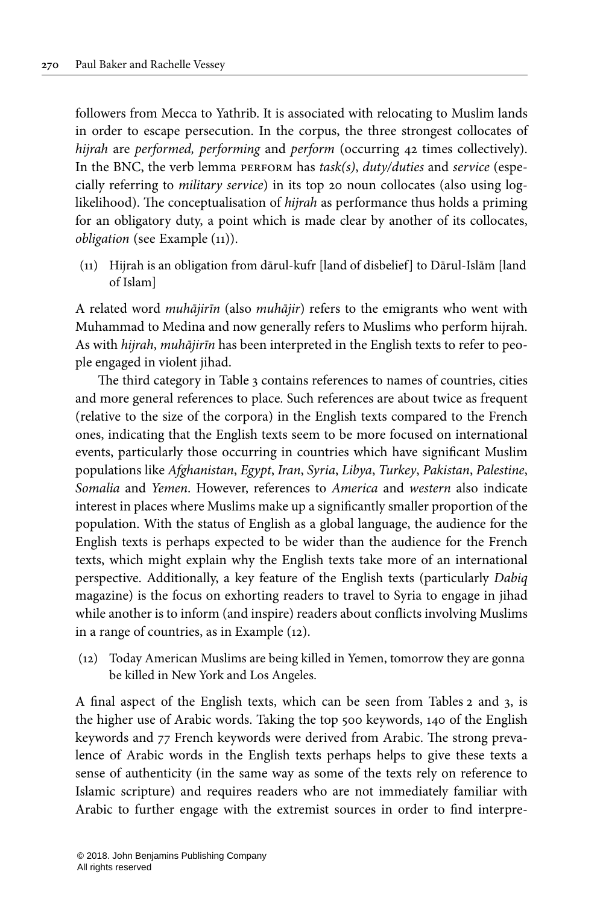followers from Mecca to Yathrib. It is associated with relocating to Muslim lands in order to escape persecution. In the corpus, the three strongest collocates of *hijrah* are *performed, performing* and *perform* (occurring 42 times collectively). In the BNC, the verb lemma PERFORM has *task(s)*, *duty/duties* and *service* (especially referring to *military service*) in its top 20 noun collocates (also using log-likelihood). The conceptualisation of *hijrah* as performance thus holds a priming for an obligatory duty, a point which is made clear by another of its collocates, *obligation* (see Example (11)).

(11) Hijrah is an obligation from dārul-kufr [land of disbelief] to Dārul-Islām [land of Islam]

A related word *muhājirīn* (also *muhājir*) refers to the emigrants who went with Muhammad to Medina and now generally refers to Muslims who perform hijrah. As with *hijrah*, *muhājirīn* has been interpreted in the English texts to refer to people engaged in violent jihad.

The third category in Table 3 contains references to names of countries, cities and more general references to place. Such references are about twice as frequent (relative to the size of the corpora) in the English texts compared to the French ones, indicating that the English texts seem to be more focused on international events, particularly those occurring in countries which have significant Muslim populations like *Afghanistan*, *Egypt*, *Iran*, *Syria*, *Libya*, *Turkey*, *Pakistan*, *Palestine*, *Somalia* and *Yemen*. However, references to *America* and *western* also indicate interest in places where Muslims make up a significantly smaller proportion of the population. With the status of English as a global language, the audience for the English texts is perhaps expected to be wider than the audience for the French texts, which might explain why the English texts take more of an international perspective. Additionally, a key feature of the English texts (particularly *Dabiq* magazine) is the focus on exhorting readers to travel to Syria to engage in jihad while another is to inform (and inspire) readers about conflicts involving Muslims in a range of countries, as in Example (12).

(12) Today American Muslims are being killed in Yemen, tomorrow they are gonna be killed in New York and Los Angeles.

A final aspect of the English texts, which can be seen from Tables 2 and 3, is the higher use of Arabic words. Taking the top 500 keywords, 140 of the English keywords and 77 French keywords were derived from Arabic. The strong prevalence of Arabic words in the English texts perhaps helps to give these texts a sense of authenticity (in the same way as some of the texts rely on reference to Islamic scripture) and requires readers who are not immediately familiar with Arabic to further engage with the extremist sources in order to find interpre-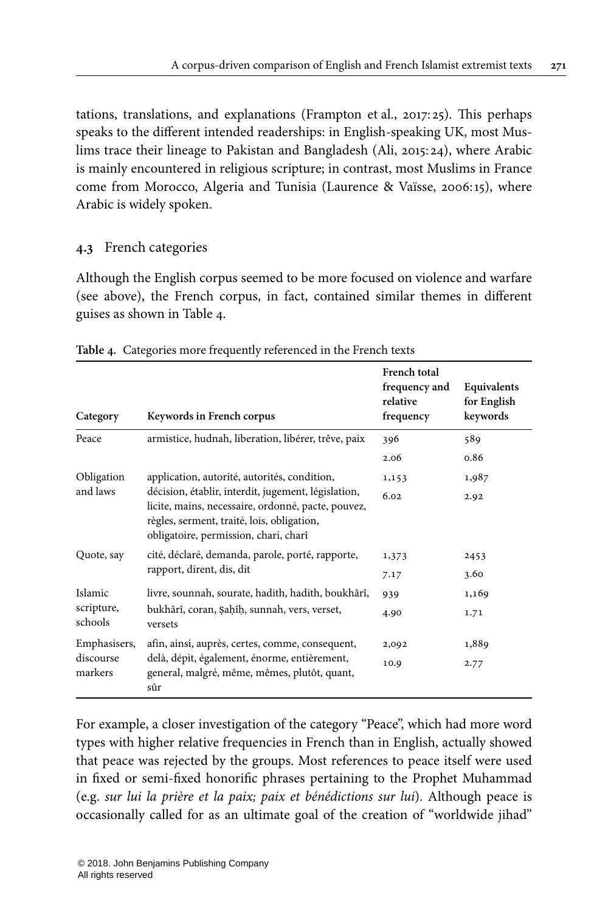tations, translations, and explanations (Frampton et al., 2017: 25). This perhaps speaks to the different intended readerships: in English-speaking UK, most Muslims trace their lineage to Pakistan and Bangladesh (Ali, 2015: 24), where Arabic is mainly encountered in religious scripture; in contrast, most Muslims in France come from Morocco, Algeria and Tunisia (Laurence & Vaïsse, 2006: 15), where Arabic is widely spoken.

### 4.3 French categories

Although the English corpus seemed to be more focused on violence and warfare (see above), the French corpus, in fact, contained similar themes in different guises as shown in Table 4.

**Table 4.** Categories more frequently referenced in the French texts

| Category | Keywords in French corpus | French total frequency and relative frequency | Equivalents for English keywords |
|---|---|---|---|
| Peace | armistice, hudnah, liberation, libérer, trêve, paix | 396<br>2.06 | 589<br>0.86 |
| Obligation and laws | application, autorité, autorités, condition, décision, établir, interdit, jugement, législation, licite, mains, necessaire, ordonné, pacte, pouvez, règles, serment, traité, lois, obligation, obligatoire, permission, chari, charî | 1,153<br>6.02 | 1,987<br>2.92 |
| Quote, say | cité, déclaré, demanda, parole, porté, rapporte, rapport, dirent, dis, dit | 1,373<br>7.17 | 2453<br>3.60 |
| Islamic scripture, schools | livre, sounnah, sourate, hadith, hadîth, boukhârî, bukhârî, coran, ṣaḥîḥ, sunnah, vers, verset, versets | 939<br>4.90 | 1,169<br>1.71 |
| Emphasisers, discourse markers | afin, ainsi, auprès, certes, comme, consequent, delà, dépit, également, énorme, entièrement, general, malgré, même, mêmes, plutôt, quant, sûr | 2,092<br>10.9 | 1,889<br>2.77 |

For example, a closer investigation of the category "Peace", which had more word types with higher relative frequencies in French than in English, actually showed that peace was rejected by the groups. Most references to peace itself were used in fixed or semi-fixed honorific phrases pertaining to the Prophet Muhammad (e.g. *sur lui la prière et la paix; paix et bénédictions sur lui*). Although peace is occasionally called for as an ultimate goal of the creation of "worldwide jihad"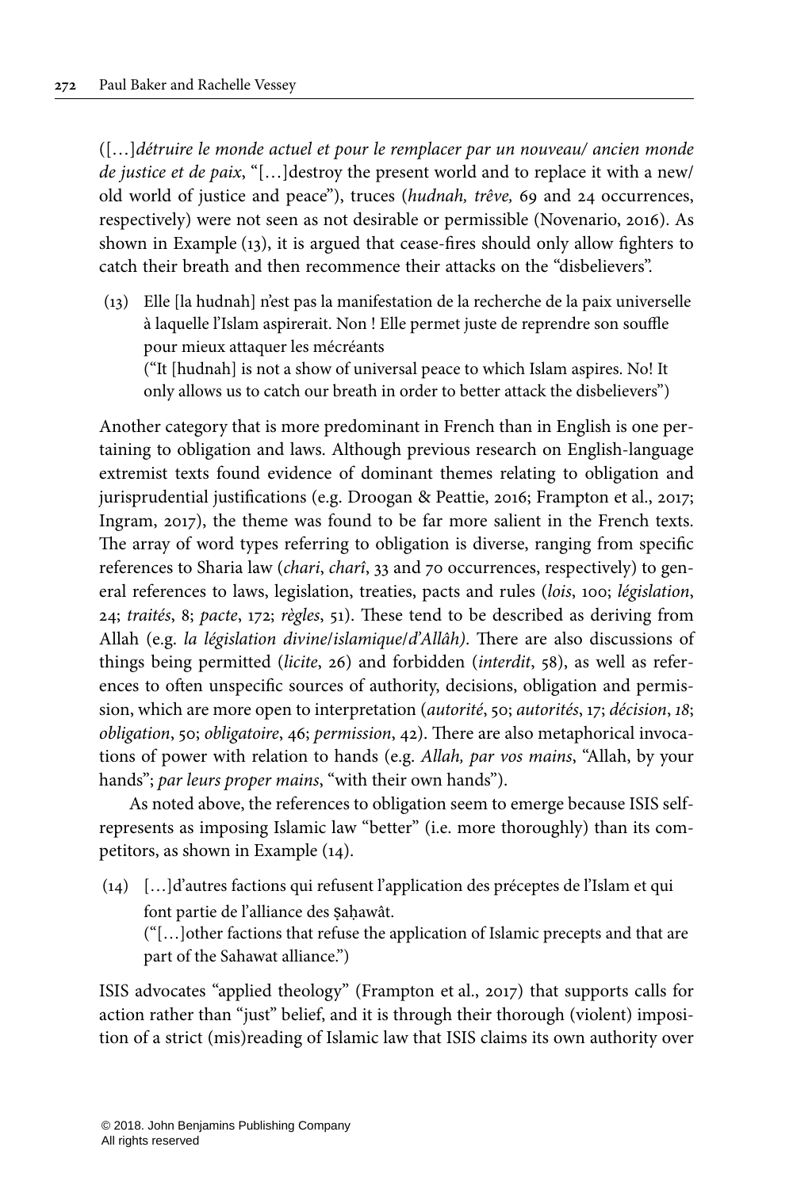([…]*détruire le monde actuel et pour le remplacer par un nouveau/ ancien monde de justice et de paix*, "[…]destroy the present world and to replace it with a new/ old world of justice and peace"), truces (*hudnah, trêve,* 69 and 24 occurrences, respectively) were not seen as not desirable or permissible (Novenario, 2016). As shown in Example (13), it is argued that cease-fires should only allow fighters to catch their breath and then recommence their attacks on the "disbelievers".

(13) Elle [la hudnah] n'est pas la manifestation de la recherche de la paix universelle à laquelle l'Islam aspirerait. Non ! Elle permet juste de reprendre son souffle pour mieux attaquer les mécréants
("It [hudnah] is not a show of universal peace to which Islam aspires. No! It only allows us to catch our breath in order to better attack the disbelievers")

Another category that is more predominant in French than in English is one pertaining to obligation and laws. Although previous research on English-language extremist texts found evidence of dominant themes relating to obligation and jurisprudential justifications (e.g. Droogan & Peattie, 2016; Frampton et al., 2017; Ingram, 2017), the theme was found to be far more salient in the French texts. The array of word types referring to obligation is diverse, ranging from specific references to Sharia law (*chari*, *charî*, 33 and 70 occurrences, respectively) to general references to laws, legislation, treaties, pacts and rules (*lois*, 100; *législation*, 24; *traités*, 8; *pacte*, 172; *règles*, 51). These tend to be described as deriving from Allah (e.g. *la législation divine/islamique/d'Allâh)*. There are also discussions of things being permitted (*licite*, 26) and forbidden (*interdit*, 58), as well as references to often unspecific sources of authority, decisions, obligation and permission, which are more open to interpretation (*autorité*, 50; *autorités*, 17; *décision*, *18*; *obligation*, 50; *obligatoire*, 46; *permission*, 42). There are also metaphorical invocations of power with relation to hands (e.g. *Allah, par vos mains*, "Allah, by your hands"; *par leurs proper mains*, "with their own hands").

As noted above, the references to obligation seem to emerge because ISIS self-represents as imposing Islamic law "better" (i.e. more thoroughly) than its competitors, as shown in Example (14).

(14) […]d'autres factions qui refusent l'application des préceptes de l'Islam et qui font partie de l'alliance des ṣaḥawât.
("[…]other factions that refuse the application of Islamic precepts and that are part of the Sahawat alliance.")

ISIS advocates "applied theology" (Frampton et al., 2017) that supports calls for action rather than "just" belief, and it is through their thorough (violent) imposition of a strict (mis)reading of Islamic law that ISIS claims its own authority over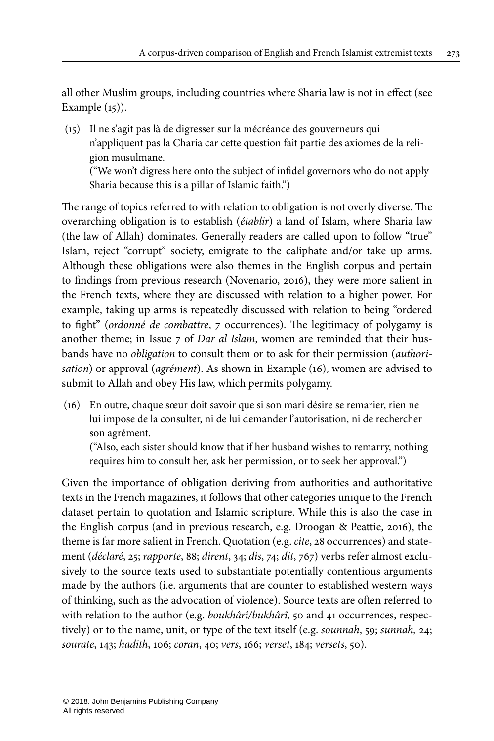all other Muslim groups, including countries where Sharia law is not in effect (see Example (15)).

(15) Il ne s'agit pas là de digresser sur la mécréance des gouverneurs qui n'appliquent pas la Charia car cette question fait partie des axiomes de la religion musulmane.
("We won't digress here onto the subject of infidel governors who do not apply Sharia because this is a pillar of Islamic faith.")

The range of topics referred to with relation to obligation is not overly diverse. The overarching obligation is to establish (*établir*) a land of Islam, where Sharia law (the law of Allah) dominates. Generally readers are called upon to follow "true" Islam, reject "corrupt" society, emigrate to the caliphate and/or take up arms. Although these obligations were also themes in the English corpus and pertain to findings from previous research (Novenario, 2016), they were more salient in the French texts, where they are discussed with relation to a higher power. For example, taking up arms is repeatedly discussed with relation to being "ordered to fight" (*ordonné de combattre*, 7 occurrences). The legitimacy of polygamy is another theme; in Issue 7 of *Dar al Islam*, women are reminded that their husbands have no *obligation* to consult them or to ask for their permission (*authorisation*) or approval (*agrément*). As shown in Example (16), women are advised to submit to Allah and obey His law, which permits polygamy.

(16) En outre, chaque sœur doit savoir que si son mari désire se remarier, rien ne lui impose de la consulter, ni de lui demander l'autorisation, ni de rechercher son agrément.
("Also, each sister should know that if her husband wishes to remarry, nothing requires him to consult her, ask her permission, or to seek her approval.")

Given the importance of obligation deriving from authorities and authoritative texts in the French magazines, it follows that other categories unique to the French dataset pertain to quotation and Islamic scripture. While this is also the case in the English corpus (and in previous research, e.g. Droogan & Peattie, 2016), the theme is far more salient in French. Quotation (e.g. *cite*, 28 occurrences) and statement (*déclaré*, 25; *rapporte*, 88; *dirent*, 34; *dis*, 74; *dit*, 767) verbs refer almost exclusively to the source texts used to substantiate potentially contentious arguments made by the authors (i.e. arguments that are counter to established western ways of thinking, such as the advocation of violence). Source texts are often referred to with relation to the author (e.g. *boukhârî/bukhârî*, 50 and 41 occurrences, respectively) or to the name, unit, or type of the text itself (e.g. *sounnah*, 59; *sunnah,* 24; *sourate*, 143; *hadith*, 106; *coran*, 40; *vers*, 166; *verset*, 184; *versets*, 50).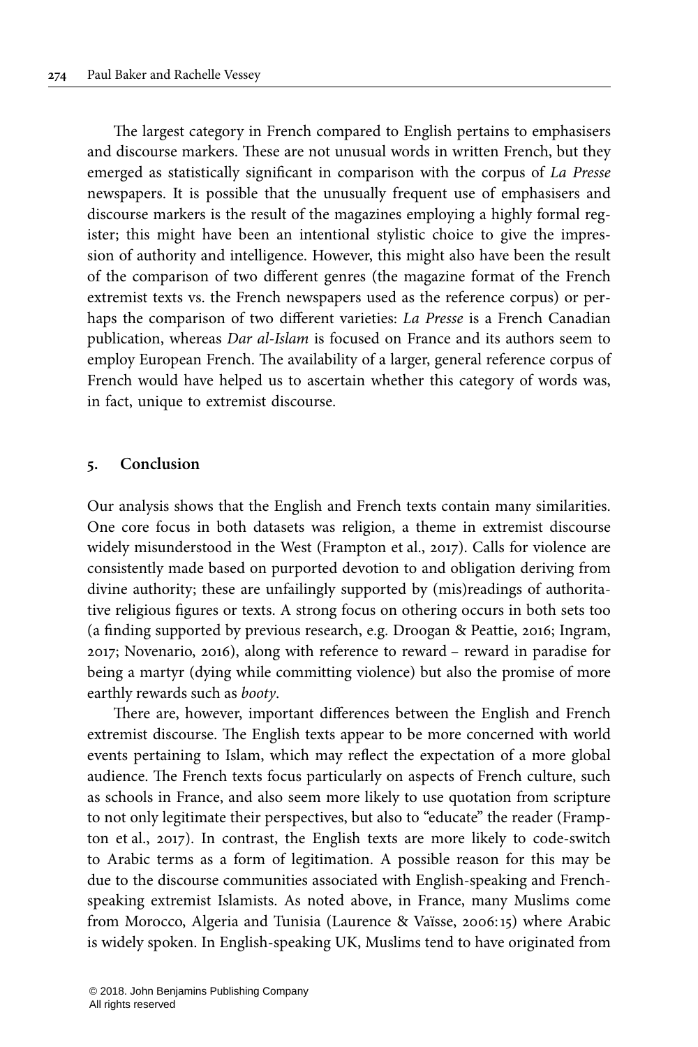The largest category in French compared to English pertains to emphasisers and discourse markers. These are not unusual words in written French, but they emerged as statistically significant in comparison with the corpus of *La Presse* newspapers. It is possible that the unusually frequent use of emphasisers and discourse markers is the result of the magazines employing a highly formal register; this might have been an intentional stylistic choice to give the impression of authority and intelligence. However, this might also have been the result of the comparison of two different genres (the magazine format of the French extremist texts vs. the French newspapers used as the reference corpus) or perhaps the comparison of two different varieties: *La Presse* is a French Canadian publication, whereas *Dar al-Islam* is focused on France and its authors seem to employ European French. The availability of a larger, general reference corpus of French would have helped us to ascertain whether this category of words was, in fact, unique to extremist discourse.

## 5. Conclusion

Our analysis shows that the English and French texts contain many similarities. One core focus in both datasets was religion, a theme in extremist discourse widely misunderstood in the West (Frampton et al., 2017). Calls for violence are consistently made based on purported devotion to and obligation deriving from divine authority; these are unfailingly supported by (mis)readings of authoritative religious figures or texts. A strong focus on othering occurs in both sets too (a finding supported by previous research, e.g. Droogan & Peattie, 2016; Ingram, 2017; Novenario, 2016), along with reference to reward – reward in paradise for being a martyr (dying while committing violence) but also the promise of more earthly rewards such as *booty*.

There are, however, important differences between the English and French extremist discourse. The English texts appear to be more concerned with world events pertaining to Islam, which may reflect the expectation of a more global audience. The French texts focus particularly on aspects of French culture, such as schools in France, and also seem more likely to use quotation from scripture to not only legitimate their perspectives, but also to "educate" the reader (Frampton et al., 2017). In contrast, the English texts are more likely to code-switch to Arabic terms as a form of legitimation. A possible reason for this may be due to the discourse communities associated with English-speaking and French-speaking extremist Islamists. As noted above, in France, many Muslims come from Morocco, Algeria and Tunisia (Laurence & Vaïsse, 2006:15) where Arabic is widely spoken. In English-speaking UK, Muslims tend to have originated from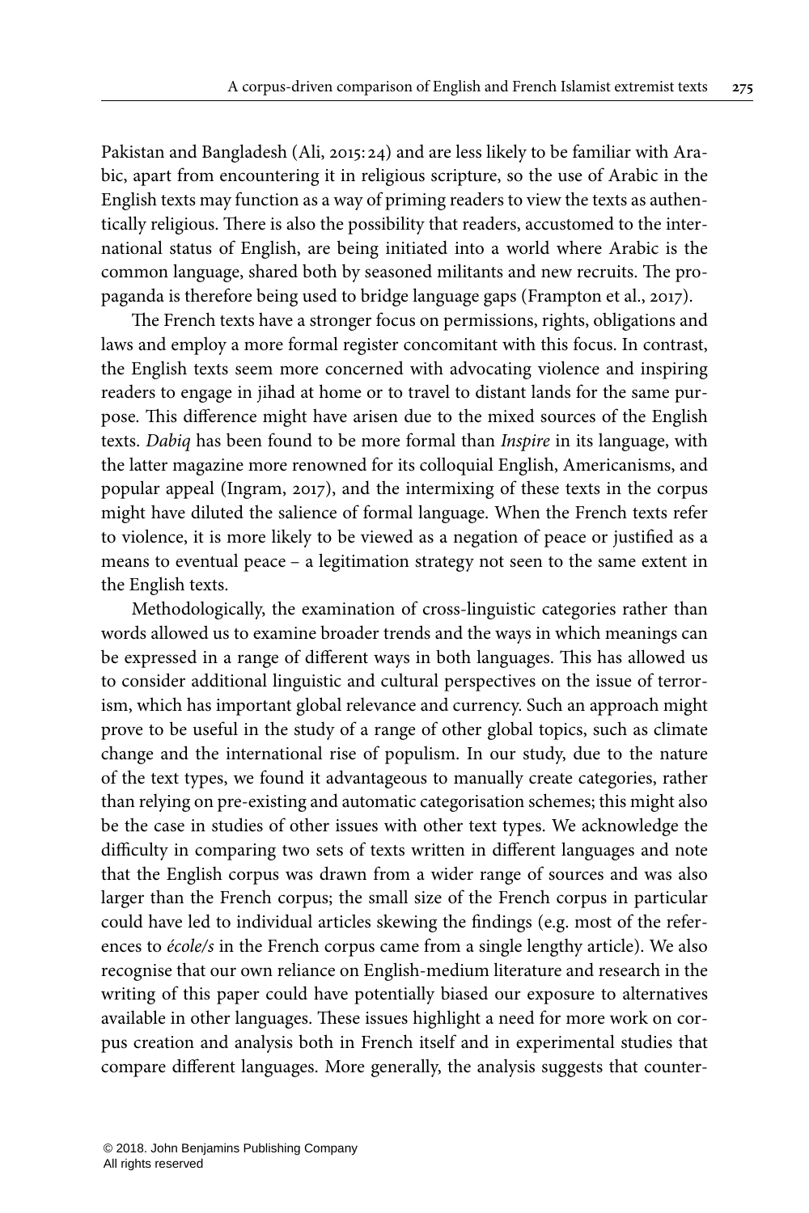Pakistan and Bangladesh (Ali, 2015: 24) and are less likely to be familiar with Arabic, apart from encountering it in religious scripture, so the use of Arabic in the English texts may function as a way of priming readers to view the texts as authentically religious. There is also the possibility that readers, accustomed to the international status of English, are being initiated into a world where Arabic is the common language, shared both by seasoned militants and new recruits. The propaganda is therefore being used to bridge language gaps (Frampton et al., 2017).

The French texts have a stronger focus on permissions, rights, obligations and laws and employ a more formal register concomitant with this focus. In contrast, the English texts seem more concerned with advocating violence and inspiring readers to engage in jihad at home or to travel to distant lands for the same purpose. This difference might have arisen due to the mixed sources of the English texts. *Dabiq* has been found to be more formal than *Inspire* in its language, with the latter magazine more renowned for its colloquial English, Americanisms, and popular appeal (Ingram, 2017), and the intermixing of these texts in the corpus might have diluted the salience of formal language. When the French texts refer to violence, it is more likely to be viewed as a negation of peace or justified as a means to eventual peace – a legitimation strategy not seen to the same extent in the English texts.

Methodologically, the examination of cross-linguistic categories rather than words allowed us to examine broader trends and the ways in which meanings can be expressed in a range of different ways in both languages. This has allowed us to consider additional linguistic and cultural perspectives on the issue of terrorism, which has important global relevance and currency. Such an approach might prove to be useful in the study of a range of other global topics, such as climate change and the international rise of populism. In our study, due to the nature of the text types, we found it advantageous to manually create categories, rather than relying on pre-existing and automatic categorisation schemes; this might also be the case in studies of other issues with other text types. We acknowledge the difficulty in comparing two sets of texts written in different languages and note that the English corpus was drawn from a wider range of sources and was also larger than the French corpus; the small size of the French corpus in particular could have led to individual articles skewing the findings (e.g. most of the references to *école/s* in the French corpus came from a single lengthy article). We also recognise that our own reliance on English-medium literature and research in the writing of this paper could have potentially biased our exposure to alternatives available in other languages. These issues highlight a need for more work on corpus creation and analysis both in French itself and in experimental studies that compare different languages. More generally, the analysis suggests that counter-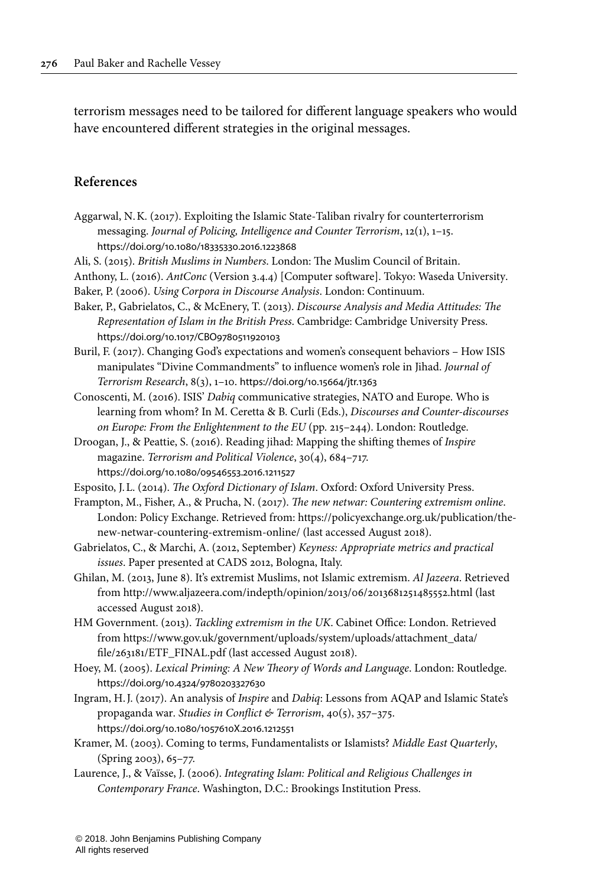terrorism messages need to be tailored for different language speakers who would have encountered different strategies in the original messages.

## References

Aggarwal, N. K. (2017). Exploiting the Islamic State-Taliban rivalry for counterterrorism messaging. *Journal of Policing, Intelligence and Counter Terrorism*, 12(1), 1–15. https://doi.org/10.1080/18335330.2016.1223868

Ali, S. (2015). *British Muslims in Numbers*. London: The Muslim Council of Britain.

Anthony, L. (2016). *AntConc* (Version 3.4.4) [Computer software]. Tokyo: Waseda University.

Baker, P. (2006). *Using Corpora in Discourse Analysis*. London: Continuum.

Baker, P., Gabrielatos, C., & McEnery, T. (2013). *Discourse Analysis and Media Attitudes: The Representation of Islam in the British Press*. Cambridge: Cambridge University Press. https://doi.org/10.1017/CBO9780511920103

Buril, F. (2017). Changing God's expectations and women's consequent behaviors – How ISIS manipulates "Divine Commandments" to influence women's role in Jihad. *Journal of Terrorism Research*, 8(3), 1–10. https://doi.org/10.15664/jtr.1363

Conoscenti, M. (2016). ISIS' *Dabiq* communicative strategies, NATO and Europe. Who is learning from whom? In M. Ceretta & B. Curli (Eds.), *Discourses and Counter-discourses on Europe: From the Enlightenment to the EU* (pp. 215–244). London: Routledge.

Droogan, J., & Peattie, S. (2016). Reading jihad: Mapping the shifting themes of *Inspire* magazine. *Terrorism and Political Violence*, 30(4), 684–717. https://doi.org/10.1080/09546553.2016.1211527

Esposito, J. L. (2014). *The Oxford Dictionary of Islam*. Oxford: Oxford University Press.

Frampton, M., Fisher, A., & Prucha, N. (2017). *The new netwar: Countering extremism online*. London: Policy Exchange. Retrieved from: https://policyexchange.org.uk/publication/the-new-netwar-countering-extremism-online/ (last accessed August 2018).

Gabrielatos, C., & Marchi, A. (2012, September) *Keyness: Appropriate metrics and practical issues*. Paper presented at CADS 2012, Bologna, Italy.

Ghilan, M. (2013, June 8). It's extremist Muslims, not Islamic extremism. *Al Jazeera*. Retrieved from http://www.aljazeera.com/indepth/opinion/2013/06/2013681251485552.html (last accessed August 2018).

HM Government. (2013). *Tackling extremism in the UK*. Cabinet Office: London. Retrieved from https://www.gov.uk/government/uploads/system/uploads/attachment_data/file/263181/ETF_FINAL.pdf (last accessed August 2018).

Hoey, M. (2005). *Lexical Priming: A New Theory of Words and Language*. London: Routledge. https://doi.org/10.4324/9780203327630

Ingram, H. J. (2017). An analysis of *Inspire* and *Dabiq*: Lessons from AQAP and Islamic State's propaganda war. *Studies in Conflict & Terrorism*, 40(5), 357–375. https://doi.org/10.1080/1057610X.2016.1212551

Kramer, M. (2003). Coming to terms, Fundamentalists or Islamists? *Middle East Quarterly*, (Spring 2003), 65–77.

Laurence, J., & Vaïsse, J. (2006). *Integrating Islam: Political and Religious Challenges in Contemporary France*. Washington, D.C.: Brookings Institution Press.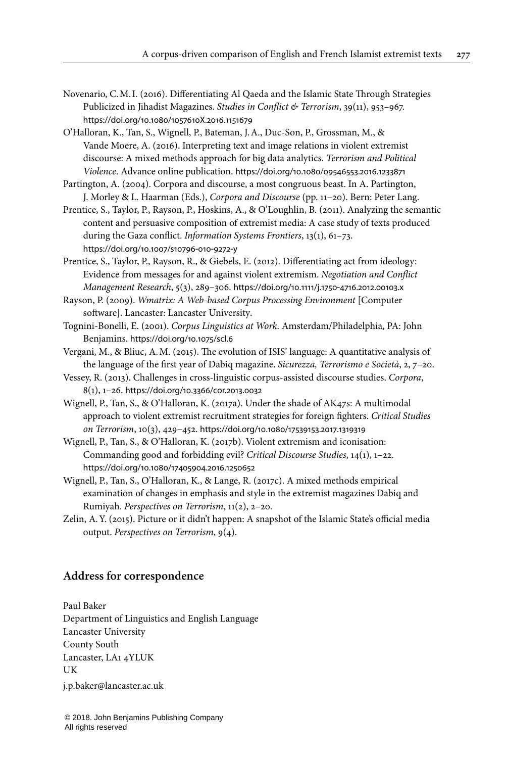Novenario, C. M. I. (2016). Differentiating Al Qaeda and the Islamic State Through Strategies Publicized in Jihadist Magazines. *Studies in Conflict & Terrorism*, 39(11), 953–967. https://doi.org/10.1080/1057610X.2016.1151679

O'Halloran, K., Tan, S., Wignell, P., Bateman, J. A., Duc-Son, P., Grossman, M., & Vande Moere, A. (2016). Interpreting text and image relations in violent extremist discourse: A mixed methods approach for big data analytics. *Terrorism and Political Violence*. Advance online publication. https://doi.org/10.1080/09546553.2016.1233871

Partington, A. (2004). Corpora and discourse, a most congruous beast. In A. Partington, J. Morley & L. Haarman (Eds.), *Corpora and Discourse* (pp. 11–20). Bern: Peter Lang.

Prentice, S., Taylor, P., Rayson, P., Hoskins, A., & O'Loughlin, B. (2011). Analyzing the semantic content and persuasive composition of extremist media: A case study of texts produced during the Gaza conflict. *Information Systems Frontiers*, 13(1), 61–73. https://doi.org/10.1007/s10796-010-9272-y

Prentice, S., Taylor, P., Rayson, R., & Giebels, E. (2012). Differentiating act from ideology: Evidence from messages for and against violent extremism. *Negotiation and Conflict Management Research*, 5(3), 289–306. https://doi.org/10.1111/j.1750-4716.2012.00103.x

Rayson, P. (2009). *Wmatrix: A Web-based Corpus Processing Environment* [Computer software]. Lancaster: Lancaster University.

Tognini-Bonelli, E. (2001). *Corpus Linguistics at Work*. Amsterdam/Philadelphia, PA: John Benjamins. https://doi.org/10.1075/scl.6

Vergani, M., & Bliuc, A. M. (2015). The evolution of ISIS' language: A quantitative analysis of the language of the first year of Dabiq magazine. *Sicurezza, Terrorismo e Società*, 2, 7–20.

Vessey, R. (2013). Challenges in cross-linguistic corpus-assisted discourse studies. *Corpora*, 8(1), 1–26. https://doi.org/10.3366/cor.2013.0032

Wignell, P., Tan, S., & O'Halloran, K. (2017a). Under the shade of AK47s: A multimodal approach to violent extremist recruitment strategies for foreign fighters. *Critical Studies on Terrorism*, 10(3), 429–452. https://doi.org/10.1080/17539153.2017.1319319

Wignell, P., Tan, S., & O'Halloran, K. (2017b). Violent extremism and iconisation: Commanding good and forbidding evil? *Critical Discourse Studies*, 14(1), 1–22. https://doi.org/10.1080/17405904.2016.1250652

Wignell, P., Tan, S., O'Halloran, K., & Lange, R. (2017c). A mixed methods empirical examination of changes in emphasis and style in the extremist magazines Dabiq and Rumiyah. *Perspectives on Terrorism*, 11(2), 2–20.

Zelin, A. Y. (2015). Picture or it didn't happen: A snapshot of the Islamic State's official media output. *Perspectives on Terrorism*, 9(4).

## Address for correspondence

Paul Baker
Department of Linguistics and English Language
Lancaster University
County South
Lancaster, LA1 4YLUK
UK
j.p.baker@lancaster.ac.uk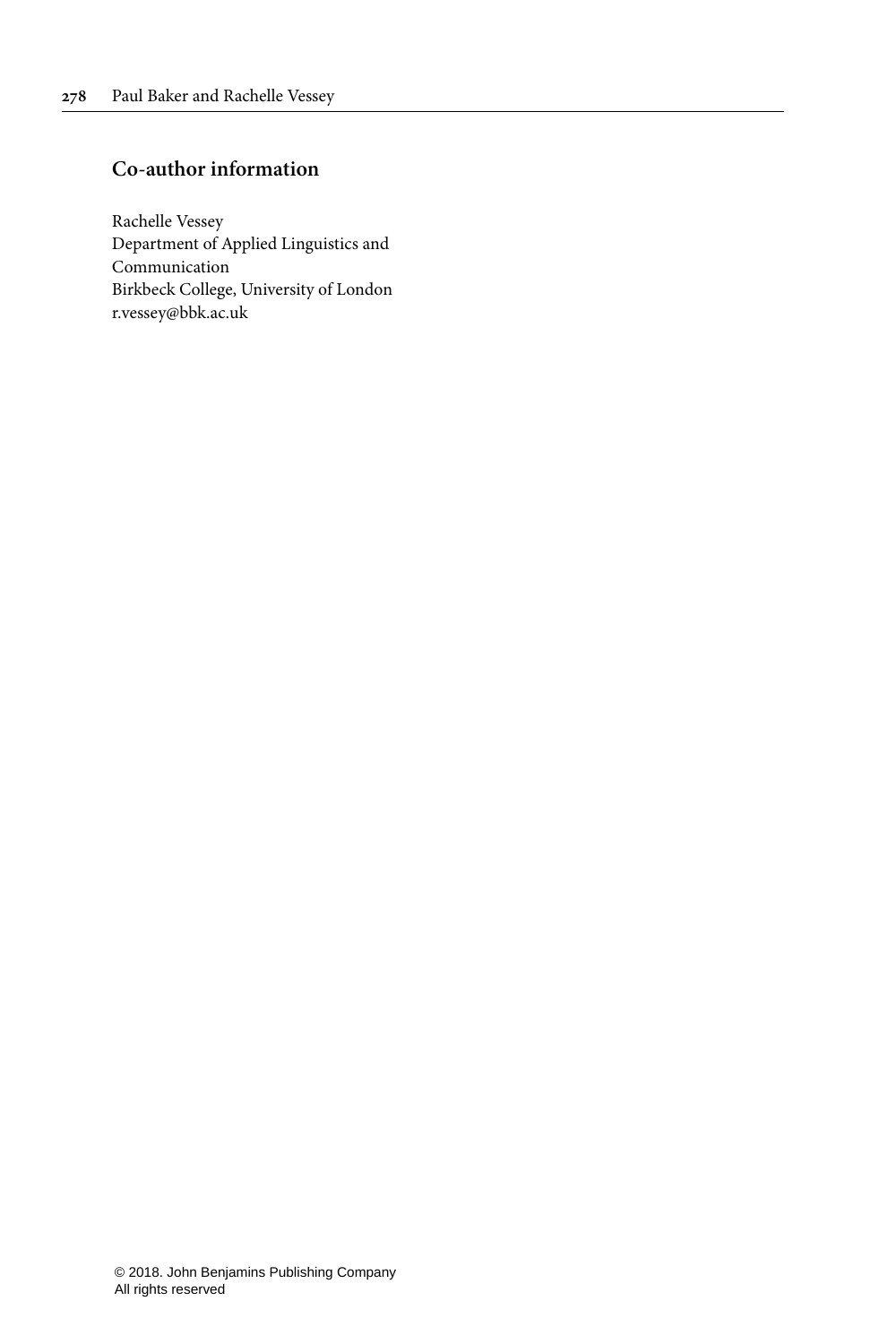## Co-author information

Rachelle Vessey
Department of Applied Linguistics and Communication
Birkbeck College, University of London
r.vessey@bbk.ac.uk

© 2018. John Benjamins Publishing Company
All rights reserved